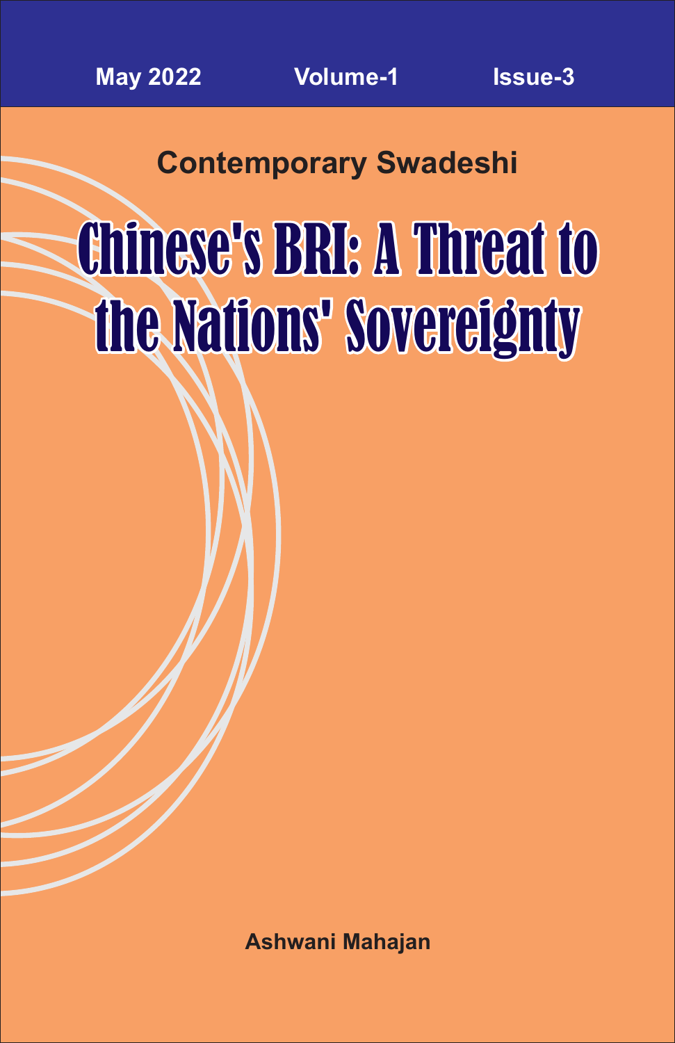May 2022 Volume-1 Issue-3

Contemporary Swadeshi

# Chinese's BRI: A Threat to the Nations' Sovereignty

**Ashwani Mahajan**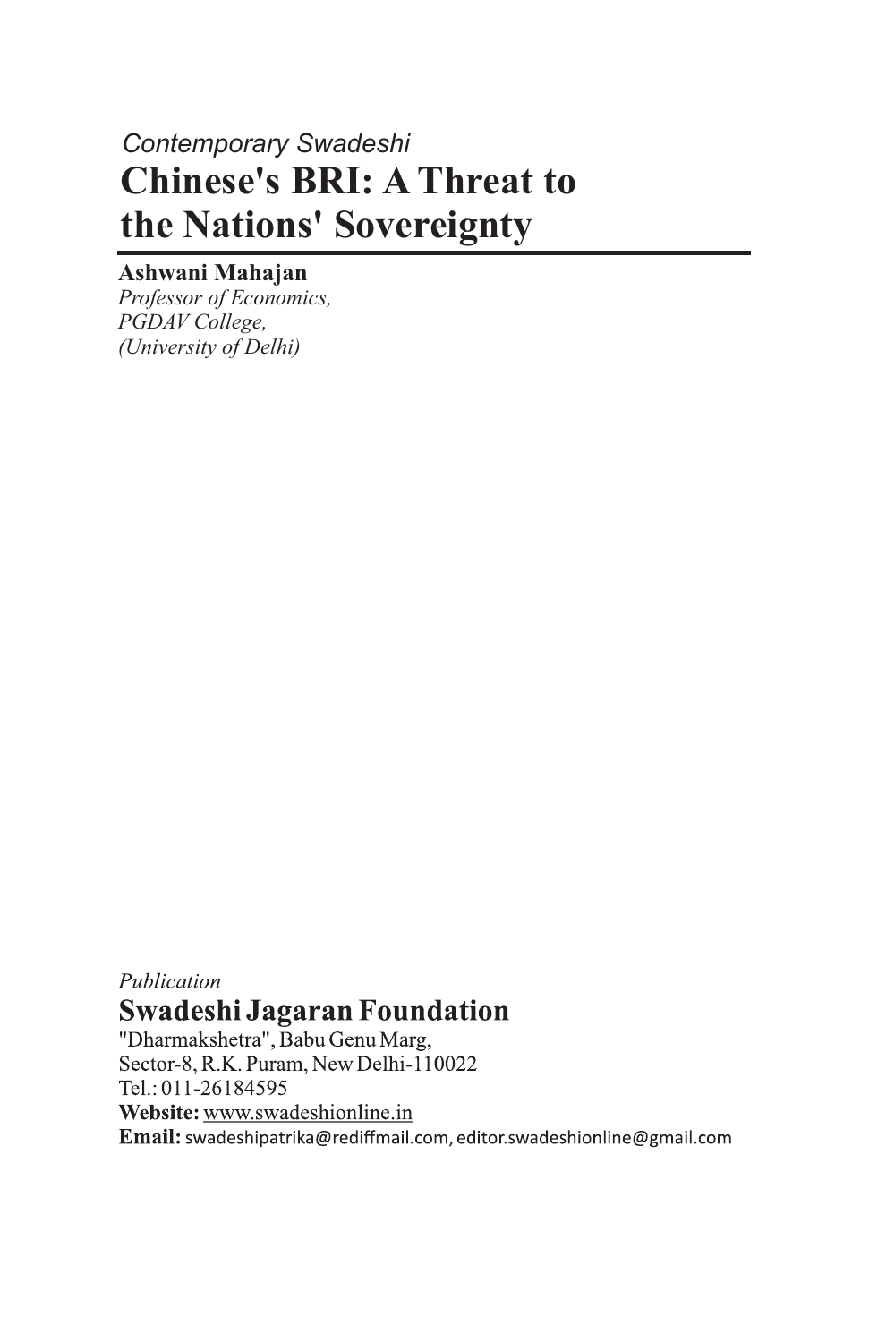*Contemporary Swadeshi*

# Chinese's BRI: A Threat to the Nations' Sovereignty

**Ashwani Mahajan**
*Professor of Economics,*
*PGDAV College,*
*(University of Delhi)*

*Publication*

## Swadeshi Jagaran Foundation

"Dharmakshetra", Babu Genu Marg,
Sector-8, R.K. Puram, New Delhi-110022
Tel.: 011-26184595
**Website:** www.swadeshionline.in
**Email:** swadeshipatrika@rediffmail.com, editor.swadeshionline@gmail.com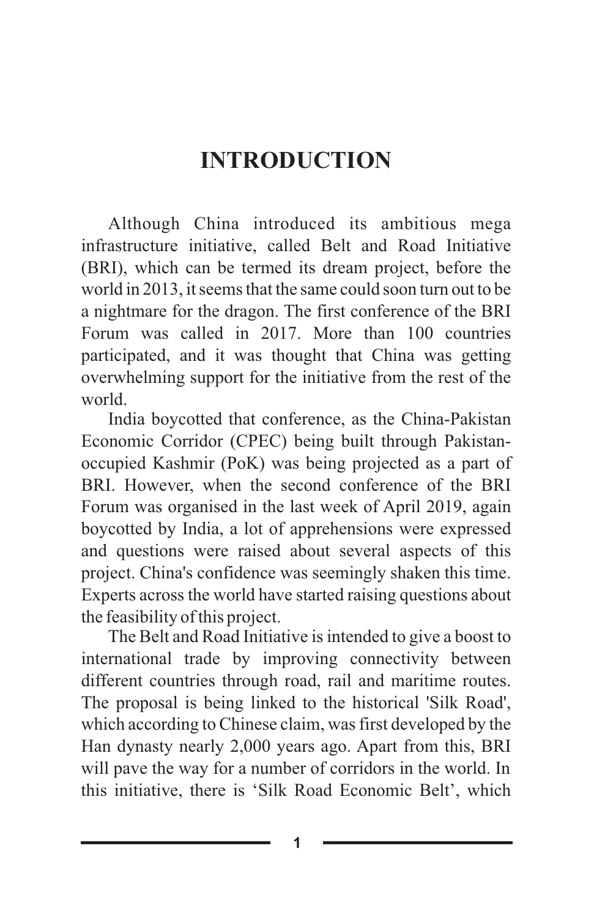# INTRODUCTION

Although China introduced its ambitious mega infrastructure initiative, called Belt and Road Initiative (BRI), which can be termed its dream project, before the world in 2013, it seems that the same could soon turn out to be a nightmare for the dragon. The first conference of the BRI Forum was called in 2017. More than 100 countries participated, and it was thought that China was getting overwhelming support for the initiative from the rest of the world.

India boycotted that conference, as the China-Pakistan Economic Corridor (CPEC) being built through Pakistan-occupied Kashmir (PoK) was being projected as a part of BRI. However, when the second conference of the BRI Forum was organised in the last week of April 2019, again boycotted by India, a lot of apprehensions were expressed and questions were raised about several aspects of this project. China's confidence was seemingly shaken this time. Experts across the world have started raising questions about the feasibility of this project.

The Belt and Road Initiative is intended to give a boost to international trade by improving connectivity between different countries through road, rail and maritime routes. The proposal is being linked to the historical 'Silk Road', which according to Chinese claim, was first developed by the Han dynasty nearly 2,000 years ago. Apart from this, BRI will pave the way for a number of corridors in the world. In this initiative, there is 'Silk Road Economic Belt', which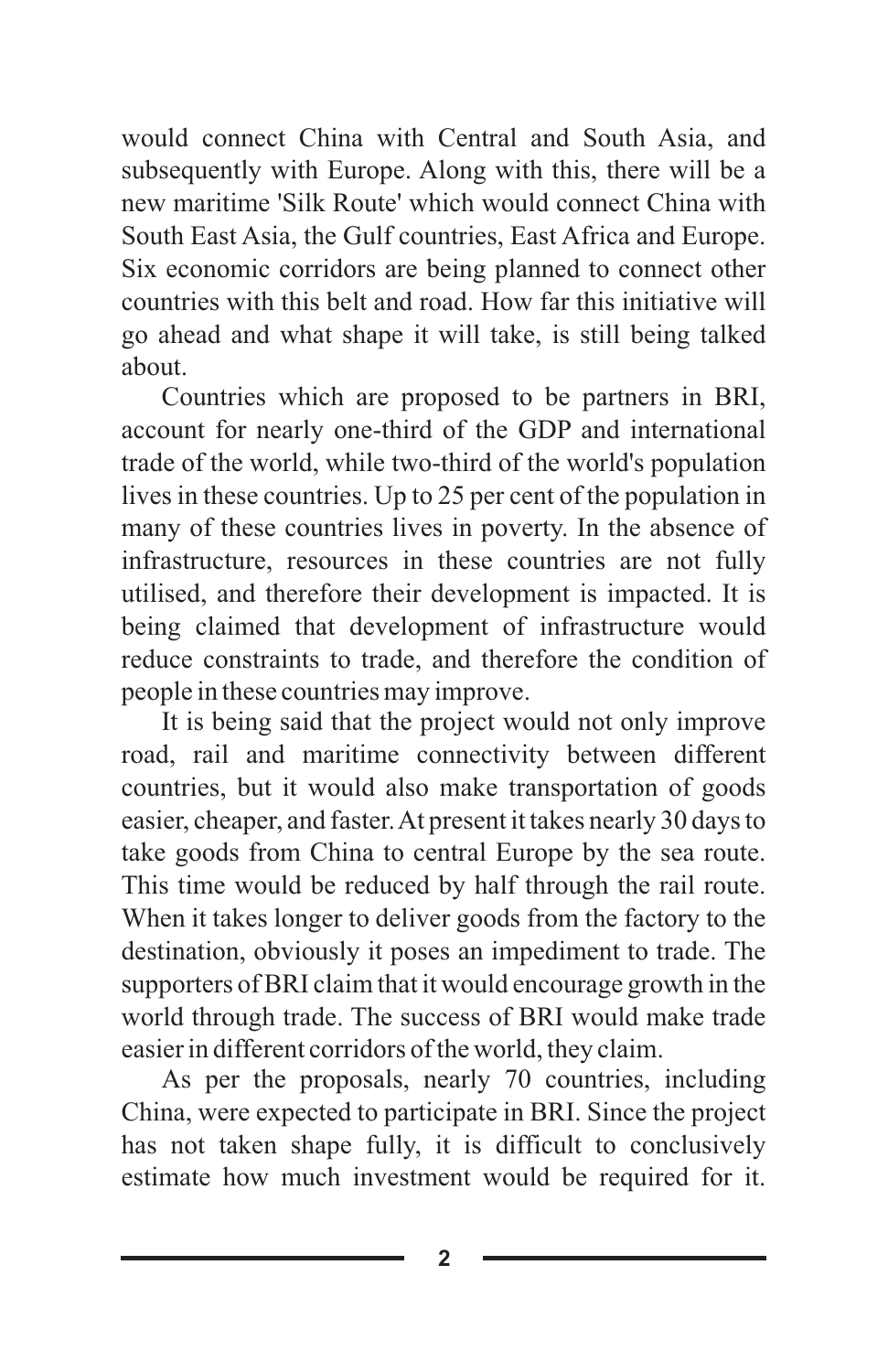would connect China with Central and South Asia, and subsequently with Europe. Along with this, there will be a new maritime 'Silk Route' which would connect China with South East Asia, the Gulf countries, East Africa and Europe. Six economic corridors are being planned to connect other countries with this belt and road. How far this initiative will go ahead and what shape it will take, is still being talked about.

Countries which are proposed to be partners in BRI, account for nearly one-third of the GDP and international trade of the world, while two-third of the world's population lives in these countries. Up to 25 per cent of the population in many of these countries lives in poverty. In the absence of infrastructure, resources in these countries are not fully utilised, and therefore their development is impacted. It is being claimed that development of infrastructure would reduce constraints to trade, and therefore the condition of people in these countries may improve.

It is being said that the project would not only improve road, rail and maritime connectivity between different countries, but it would also make transportation of goods easier, cheaper, and faster. At present it takes nearly 30 days to take goods from China to central Europe by the sea route. This time would be reduced by half through the rail route. When it takes longer to deliver goods from the factory to the destination, obviously it poses an impediment to trade. The supporters of BRI claim that it would encourage growth in the world through trade. The success of BRI would make trade easier in different corridors of the world, they claim.

As per the proposals, nearly 70 countries, including China, were expected to participate in BRI. Since the project has not taken shape fully, it is difficult to conclusively estimate how much investment would be required for it.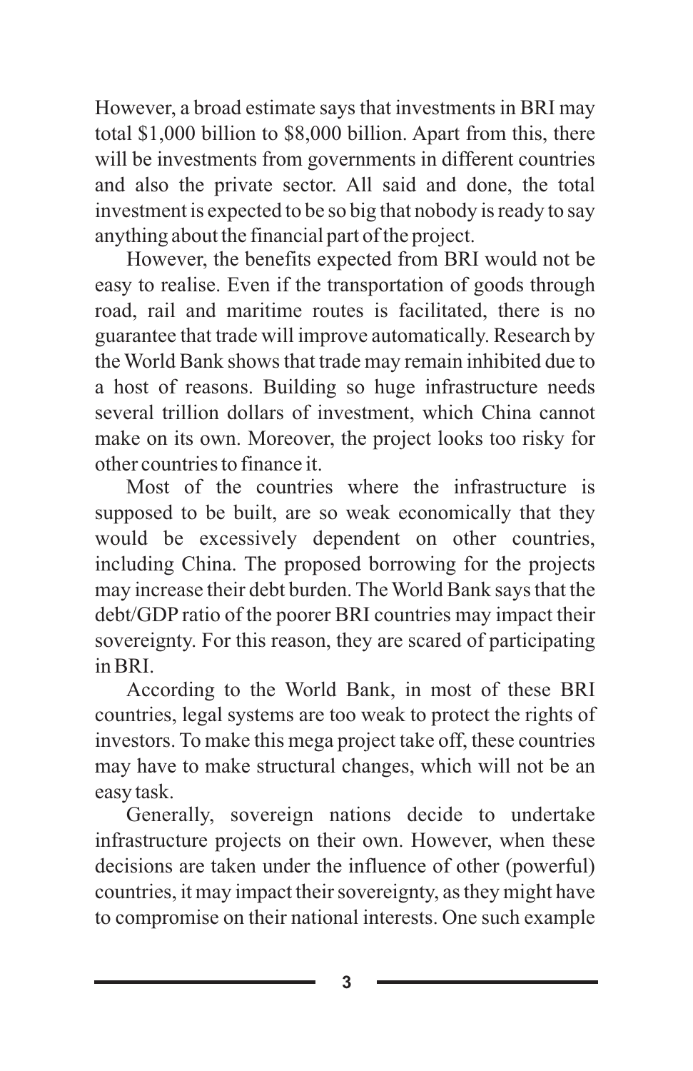However, a broad estimate says that investments in BRI may total $1,000 billion to $8,000 billion. Apart from this, there will be investments from governments in different countries and also the private sector. All said and done, the total investment is expected to be so big that nobody is ready to say anything about the financial part of the project.

However, the benefits expected from BRI would not be easy to realise. Even if the transportation of goods through road, rail and maritime routes is facilitated, there is no guarantee that trade will improve automatically. Research by the World Bank shows that trade may remain inhibited due to a host of reasons. Building so huge infrastructure needs several trillion dollars of investment, which China cannot make on its own. Moreover, the project looks too risky for other countries to finance it.

Most of the countries where the infrastructure is supposed to be built, are so weak economically that they would be excessively dependent on other countries, including China. The proposed borrowing for the projects may increase their debt burden. The World Bank says that the debt/GDP ratio of the poorer BRI countries may impact their sovereignty. For this reason, they are scared of participating in BRI.

According to the World Bank, in most of these BRI countries, legal systems are too weak to protect the rights of investors. To make this mega project take off, these countries may have to make structural changes, which will not be an easy task.

Generally, sovereign nations decide to undertake infrastructure projects on their own. However, when these decisions are taken under the influence of other (powerful) countries, it may impact their sovereignty, as they might have to compromise on their national interests. One such example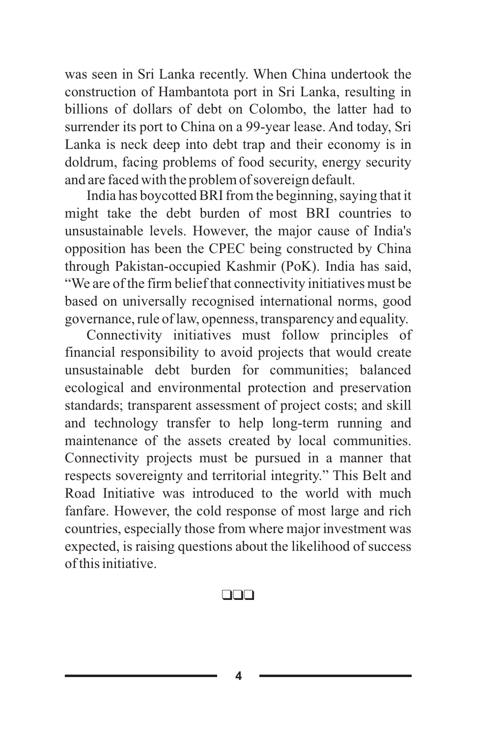was seen in Sri Lanka recently. When China undertook the construction of Hambantota port in Sri Lanka, resulting in billions of dollars of debt on Colombo, the latter had to surrender its port to China on a 99-year lease. And today, Sri Lanka is neck deep into debt trap and their economy is in doldrum, facing problems of food security, energy security and are faced with the problem of sovereign default.

India has boycotted BRI from the beginning, saying that it might take the debt burden of most BRI countries to unsustainable levels. However, the major cause of India's opposition has been the CPEC being constructed by China through Pakistan-occupied Kashmir (PoK). India has said, "We are of the firm belief that connectivity initiatives must be based on universally recognised international norms, good governance, rule of law, openness, transparency and equality.

Connectivity initiatives must follow principles of financial responsibility to avoid projects that would create unsustainable debt burden for communities; balanced ecological and environmental protection and preservation standards; transparent assessment of project costs; and skill and technology transfer to help long-term running and maintenance of the assets created by local communities. Connectivity projects must be pursued in a manner that respects sovereignty and territorial integrity." This Belt and Road Initiative was introduced to the world with much fanfare. However, the cold response of most large and rich countries, especially those from where major investment was expected, is raising questions about the likelihood of success of this initiative.

❑❑❑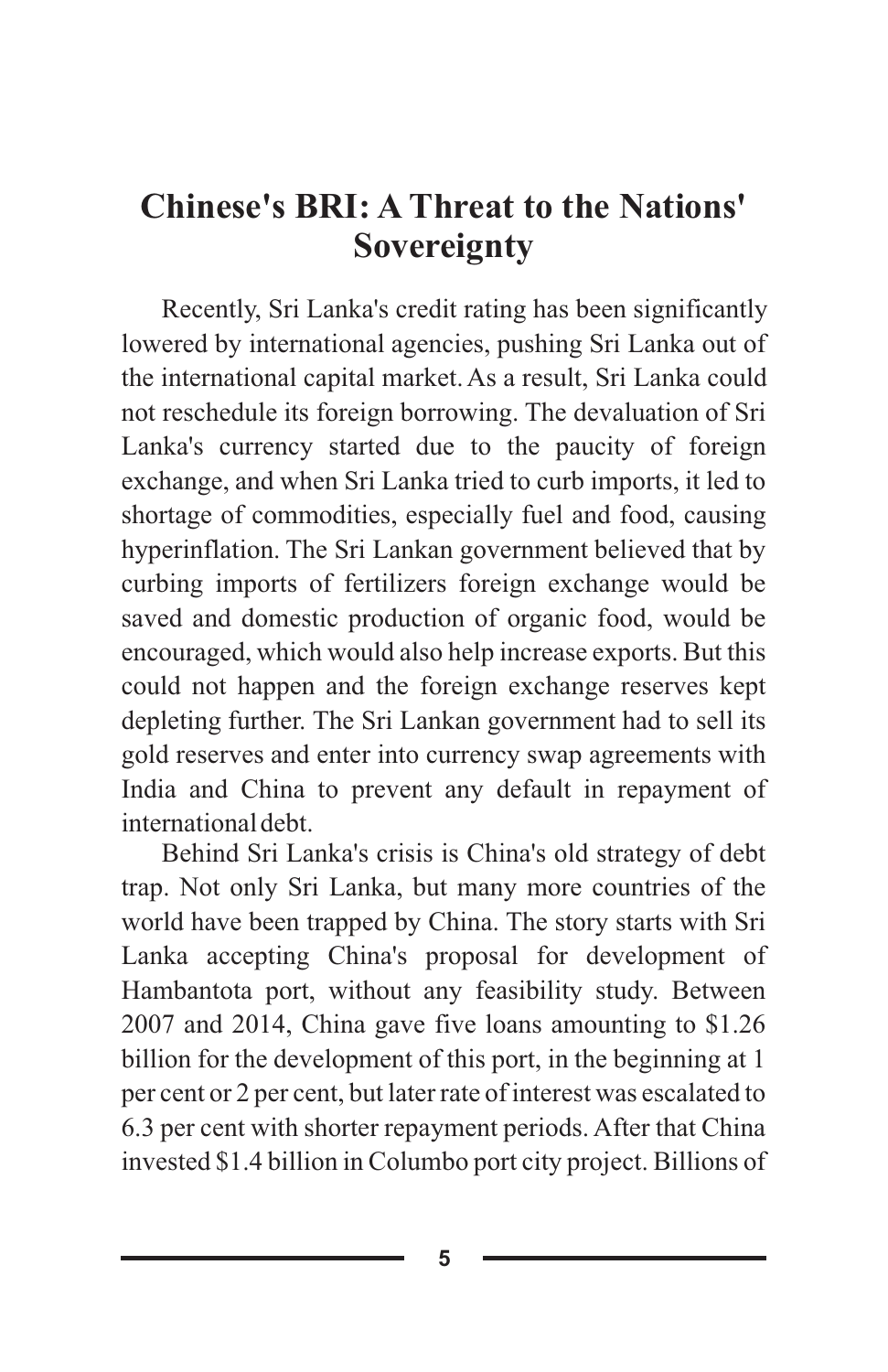# Chinese's BRI: A Threat to the Nations' Sovereignty

Recently, Sri Lanka's credit rating has been significantly lowered by international agencies, pushing Sri Lanka out of the international capital market. As a result, Sri Lanka could not reschedule its foreign borrowing. The devaluation of Sri Lanka's currency started due to the paucity of foreign exchange, and when Sri Lanka tried to curb imports, it led to shortage of commodities, especially fuel and food, causing hyperinflation. The Sri Lankan government believed that by curbing imports of fertilizers foreign exchange would be saved and domestic production of organic food, would be encouraged, which would also help increase exports. But this could not happen and the foreign exchange reserves kept depleting further. The Sri Lankan government had to sell its gold reserves and enter into currency swap agreements with India and China to prevent any default in repayment of international debt.

Behind Sri Lanka's crisis is China's old strategy of debt trap. Not only Sri Lanka, but many more countries of the world have been trapped by China. The story starts with Sri Lanka accepting China's proposal for development of Hambantota port, without any feasibility study. Between 2007 and 2014, China gave five loans amounting to $1.26 billion for the development of this port, in the beginning at 1 per cent or 2 per cent, but later rate of interest was escalated to 6.3 per cent with shorter repayment periods. After that China invested $1.4 billion in Columbo port city project. Billions of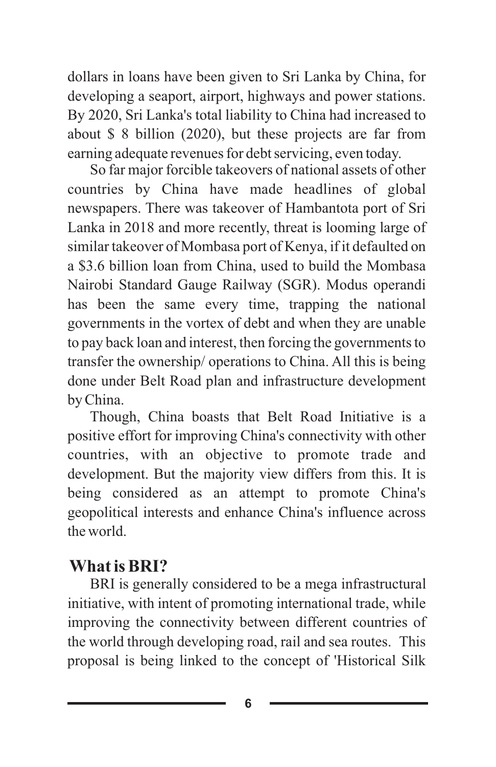dollars in loans have been given to Sri Lanka by China, for developing a seaport, airport, highways and power stations. By 2020, Sri Lanka's total liability to China had increased to about $ 8 billion (2020), but these projects are far from earning adequate revenues for debt servicing, even today.

So far major forcible takeovers of national assets of other countries by China have made headlines of global newspapers. There was takeover of Hambantota port of Sri Lanka in 2018 and more recently, threat is looming large of similar takeover of Mombasa port of Kenya, if it defaulted on a $3.6 billion loan from China, used to build the Mombasa Nairobi Standard Gauge Railway (SGR). Modus operandi has been the same every time, trapping the national governments in the vortex of debt and when they are unable to pay back loan and interest, then forcing the governments to transfer the ownership/ operations to China. All this is being done under Belt Road plan and infrastructure development by China.

Though, China boasts that Belt Road Initiative is a positive effort for improving China's connectivity with other countries, with an objective to promote trade and development. But the majority view differs from this. It is being considered as an attempt to promote China's geopolitical interests and enhance China's influence across the world.

## What is BRI?

BRI is generally considered to be a mega infrastructural initiative, with intent of promoting international trade, while improving the connectivity between different countries of the world through developing road, rail and sea routes. This proposal is being linked to the concept of 'Historical Silk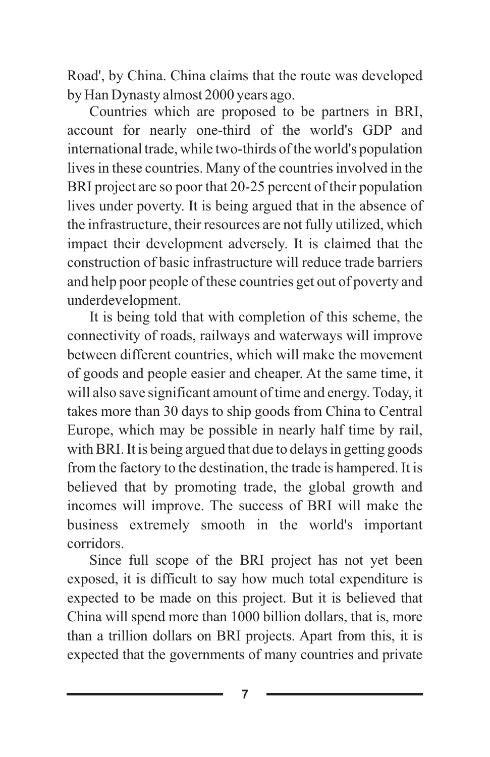Road', by China. China claims that the route was developed by Han Dynasty almost 2000 years ago.

Countries which are proposed to be partners in BRI, account for nearly one-third of the world's GDP and international trade, while two-thirds of the world's population lives in these countries. Many of the countries involved in the BRI project are so poor that 20-25 percent of their population lives under poverty. It is being argued that in the absence of the infrastructure, their resources are not fully utilized, which impact their development adversely. It is claimed that the construction of basic infrastructure will reduce trade barriers and help poor people of these countries get out of poverty and underdevelopment.

It is being told that with completion of this scheme, the connectivity of roads, railways and waterways will improve between different countries, which will make the movement of goods and people easier and cheaper. At the same time, it will also save significant amount of time and energy. Today, it takes more than 30 days to ship goods from China to Central Europe, which may be possible in nearly half time by rail, with BRI. It is being argued that due to delays in getting goods from the factory to the destination, the trade is hampered. It is believed that by promoting trade, the global growth and incomes will improve. The success of BRI will make the business extremely smooth in the world's important corridors.

Since full scope of the BRI project has not yet been exposed, it is difficult to say how much total expenditure is expected to be made on this project. But it is believed that China will spend more than 1000 billion dollars, that is, more than a trillion dollars on BRI projects. Apart from this, it is expected that the governments of many countries and private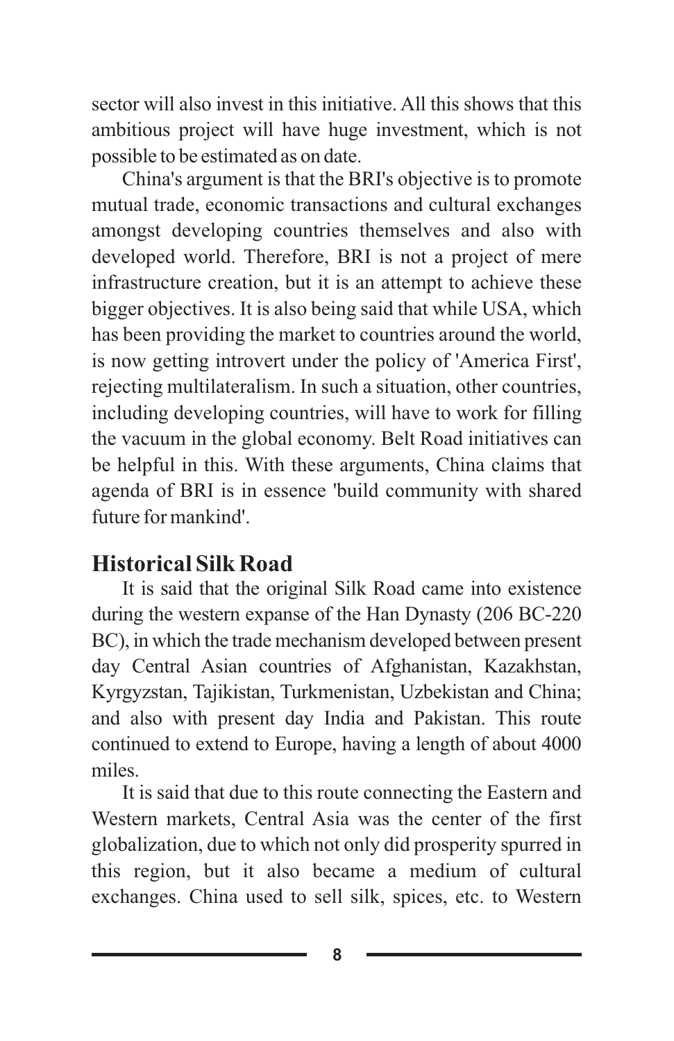sector will also invest in this initiative. All this shows that this ambitious project will have huge investment, which is not possible to be estimated as on date.

China's argument is that the BRI's objective is to promote mutual trade, economic transactions and cultural exchanges amongst developing countries themselves and also with developed world. Therefore, BRI is not a project of mere infrastructure creation, but it is an attempt to achieve these bigger objectives. It is also being said that while USA, which has been providing the market to countries around the world, is now getting introvert under the policy of 'America First', rejecting multilateralism. In such a situation, other countries, including developing countries, will have to work for filling the vacuum in the global economy. Belt Road initiatives can be helpful in this. With these arguments, China claims that agenda of BRI is in essence 'build community with shared future for mankind'.

## Historical Silk Road

It is said that the original Silk Road came into existence during the western expanse of the Han Dynasty (206 BC-220 BC), in which the trade mechanism developed between present day Central Asian countries of Afghanistan, Kazakhstan, Kyrgyzstan, Tajikistan, Turkmenistan, Uzbekistan and China; and also with present day India and Pakistan. This route continued to extend to Europe, having a length of about 4000 miles.

It is said that due to this route connecting the Eastern and Western markets, Central Asia was the center of the first globalization, due to which not only did prosperity spurred in this region, but it also became a medium of cultural exchanges. China used to sell silk, spices, etc. to Western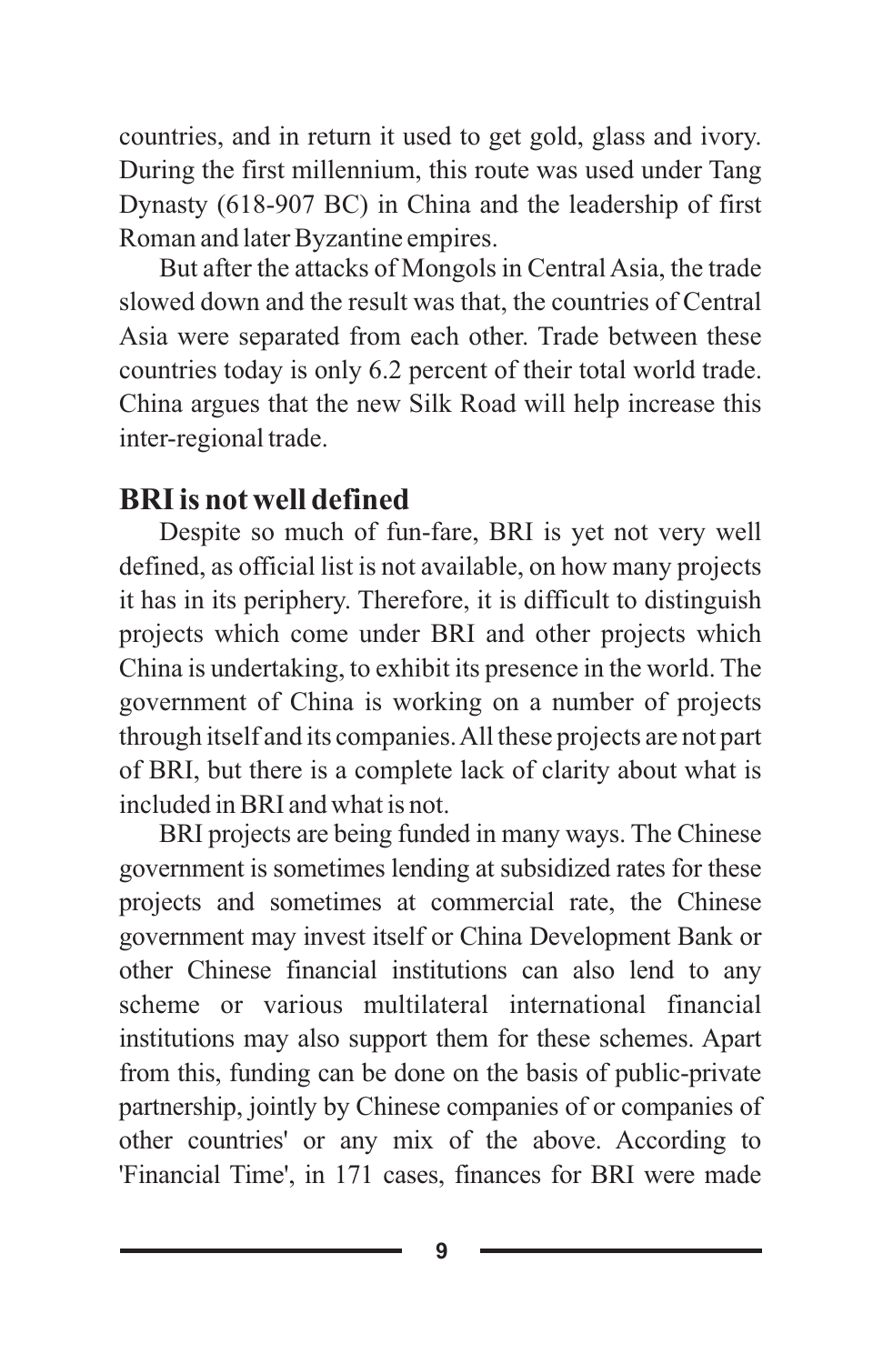countries, and in return it used to get gold, glass and ivory. During the first millennium, this route was used under Tang Dynasty (618-907 BC) in China and the leadership of first Roman and later Byzantine empires.

But after the attacks of Mongols in Central Asia, the trade slowed down and the result was that, the countries of Central Asia were separated from each other. Trade between these countries today is only 6.2 percent of their total world trade. China argues that the new Silk Road will help increase this inter-regional trade.

## BRI is not well defined

Despite so much of fun-fare, BRI is yet not very well defined, as official list is not available, on how many projects it has in its periphery. Therefore, it is difficult to distinguish projects which come under BRI and other projects which China is undertaking, to exhibit its presence in the world. The government of China is working on a number of projects through itself and its companies. All these projects are not part of BRI, but there is a complete lack of clarity about what is included in BRI and what is not.

BRI projects are being funded in many ways. The Chinese government is sometimes lending at subsidized rates for these projects and sometimes at commercial rate, the Chinese government may invest itself or China Development Bank or other Chinese financial institutions can also lend to any scheme or various multilateral international financial institutions may also support them for these schemes. Apart from this, funding can be done on the basis of public-private partnership, jointly by Chinese companies of or companies of other countries' or any mix of the above. According to 'Financial Time', in 171 cases, finances for BRI were made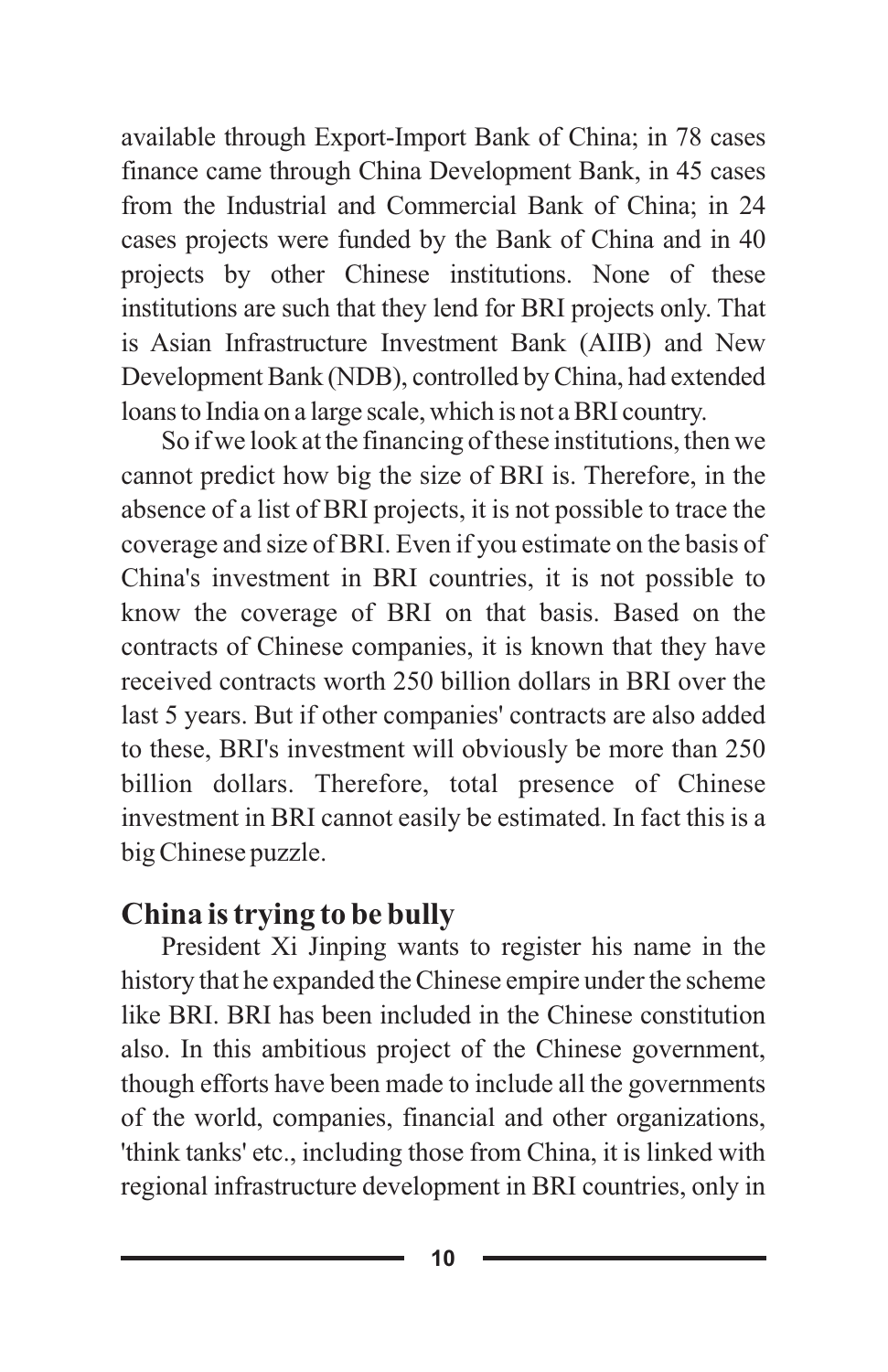available through Export-Import Bank of China; in 78 cases finance came through China Development Bank, in 45 cases from the Industrial and Commercial Bank of China; in 24 cases projects were funded by the Bank of China and in 40 projects by other Chinese institutions. None of these institutions are such that they lend for BRI projects only. That is Asian Infrastructure Investment Bank (AIIB) and New Development Bank (NDB), controlled by China, had extended loans to India on a large scale, which is not a BRI country.

So if we look at the financing of these institutions, then we cannot predict how big the size of BRI is. Therefore, in the absence of a list of BRI projects, it is not possible to trace the coverage and size of BRI. Even if you estimate on the basis of China's investment in BRI countries, it is not possible to know the coverage of BRI on that basis. Based on the contracts of Chinese companies, it is known that they have received contracts worth 250 billion dollars in BRI over the last 5 years. But if other companies' contracts are also added to these, BRI's investment will obviously be more than 250 billion dollars. Therefore, total presence of Chinese investment in BRI cannot easily be estimated. In fact this is a big Chinese puzzle.

## China is trying to be bully

President Xi Jinping wants to register his name in the history that he expanded the Chinese empire under the scheme like BRI. BRI has been included in the Chinese constitution also. In this ambitious project of the Chinese government, though efforts have been made to include all the governments of the world, companies, financial and other organizations, 'think tanks' etc., including those from China, it is linked with regional infrastructure development in BRI countries, only in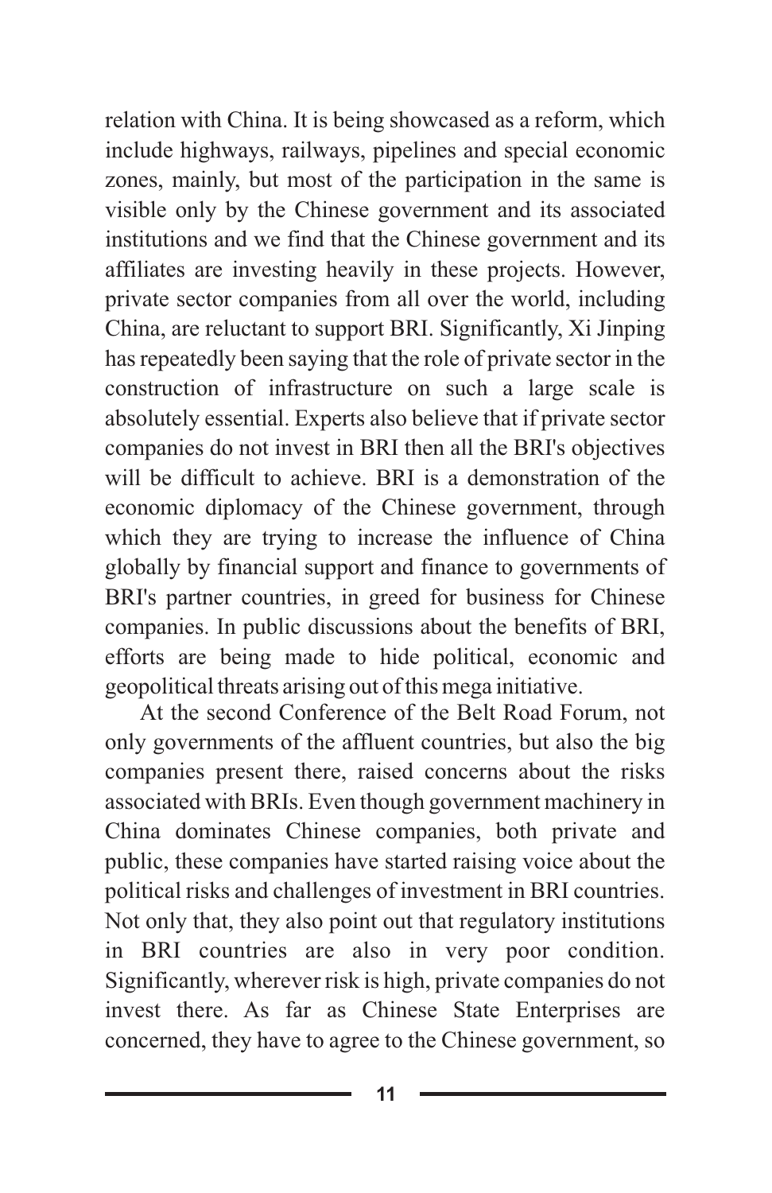relation with China. It is being showcased as a reform, which include highways, railways, pipelines and special economic zones, mainly, but most of the participation in the same is visible only by the Chinese government and its associated institutions and we find that the Chinese government and its affiliates are investing heavily in these projects. However, private sector companies from all over the world, including China, are reluctant to support BRI. Significantly, Xi Jinping has repeatedly been saying that the role of private sector in the construction of infrastructure on such a large scale is absolutely essential. Experts also believe that if private sector companies do not invest in BRI then all the BRI's objectives will be difficult to achieve. BRI is a demonstration of the economic diplomacy of the Chinese government, through which they are trying to increase the influence of China globally by financial support and finance to governments of BRI's partner countries, in greed for business for Chinese companies. In public discussions about the benefits of BRI, efforts are being made to hide political, economic and geopolitical threats arising out of this mega initiative.

At the second Conference of the Belt Road Forum, not only governments of the affluent countries, but also the big companies present there, raised concerns about the risks associated with BRIs. Even though government machinery in China dominates Chinese companies, both private and public, these companies have started raising voice about the political risks and challenges of investment in BRI countries. Not only that, they also point out that regulatory institutions in BRI countries are also in very poor condition. Significantly, wherever risk is high, private companies do not invest there. As far as Chinese State Enterprises are concerned, they have to agree to the Chinese government, so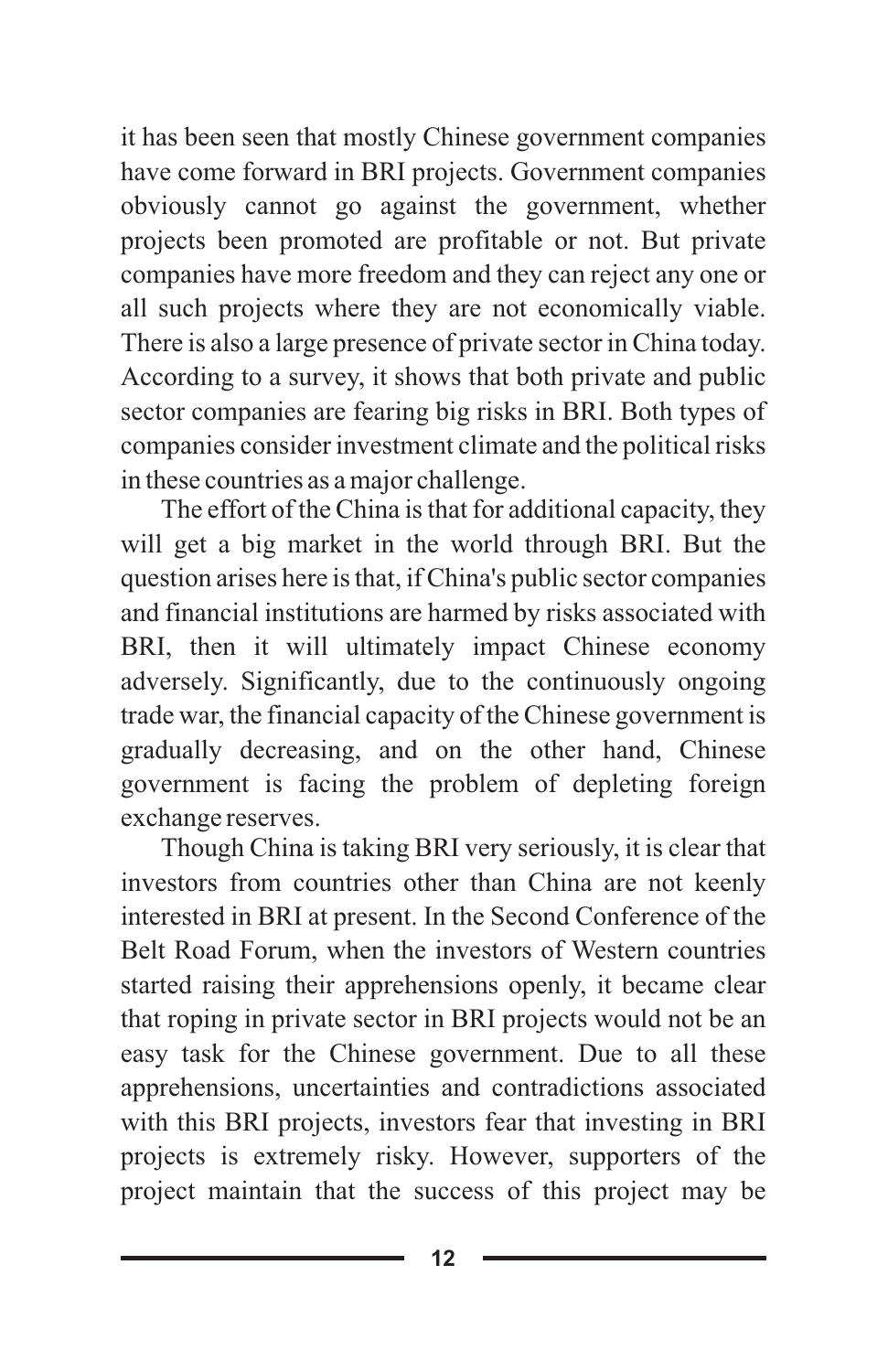it has been seen that mostly Chinese government companies have come forward in BRI projects. Government companies obviously cannot go against the government, whether projects been promoted are profitable or not. But private companies have more freedom and they can reject any one or all such projects where they are not economically viable. There is also a large presence of private sector in China today. According to a survey, it shows that both private and public sector companies are fearing big risks in BRI. Both types of companies consider investment climate and the political risks in these countries as a major challenge.

The effort of the China is that for additional capacity, they will get a big market in the world through BRI. But the question arises here is that, if China's public sector companies and financial institutions are harmed by risks associated with BRI, then it will ultimately impact Chinese economy adversely. Significantly, due to the continuously ongoing trade war, the financial capacity of the Chinese government is gradually decreasing, and on the other hand, Chinese government is facing the problem of depleting foreign exchange reserves.

Though China is taking BRI very seriously, it is clear that investors from countries other than China are not keenly interested in BRI at present. In the Second Conference of the Belt Road Forum, when the investors of Western countries started raising their apprehensions openly, it became clear that roping in private sector in BRI projects would not be an easy task for the Chinese government. Due to all these apprehensions, uncertainties and contradictions associated with this BRI projects, investors fear that investing in BRI projects is extremely risky. However, supporters of the project maintain that the success of this project may be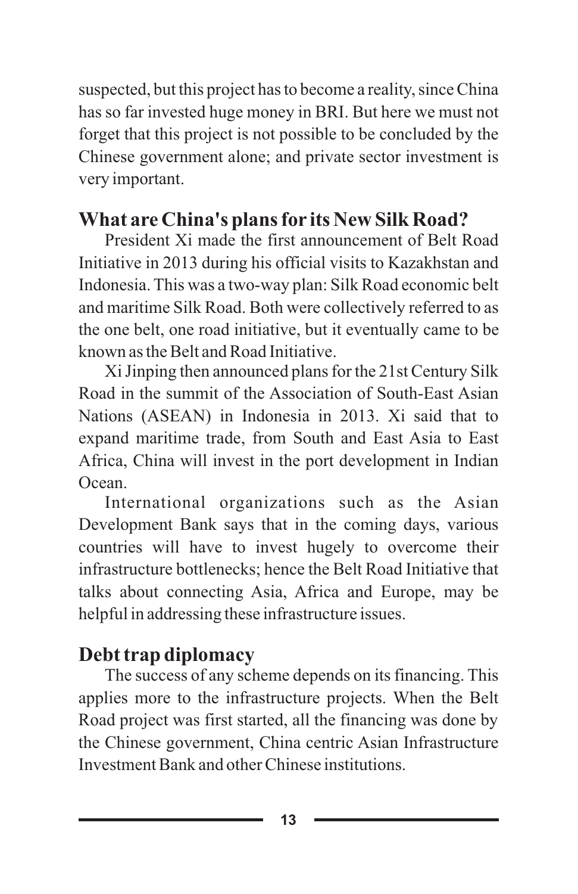suspected, but this project has to become a reality, since China has so far invested huge money in BRI. But here we must not forget that this project is not possible to be concluded by the Chinese government alone; and private sector investment is very important.

## What are China's plans for its New Silk Road?

President Xi made the first announcement of Belt Road Initiative in 2013 during his official visits to Kazakhstan and Indonesia. This was a two-way plan: Silk Road economic belt and maritime Silk Road. Both were collectively referred to as the one belt, one road initiative, but it eventually came to be known as the Belt and Road Initiative.

Xi Jinping then announced plans for the 21st Century Silk Road in the summit of the Association of South-East Asian Nations (ASEAN) in Indonesia in 2013. Xi said that to expand maritime trade, from South and East Asia to East Africa, China will invest in the port development in Indian Ocean.

International organizations such as the Asian Development Bank says that in the coming days, various countries will have to invest hugely to overcome their infrastructure bottlenecks; hence the Belt Road Initiative that talks about connecting Asia, Africa and Europe, may be helpful in addressing these infrastructure issues.

## Debt trap diplomacy

The success of any scheme depends on its financing. This applies more to the infrastructure projects. When the Belt Road project was first started, all the financing was done by the Chinese government, China centric Asian Infrastructure Investment Bank and other Chinese institutions.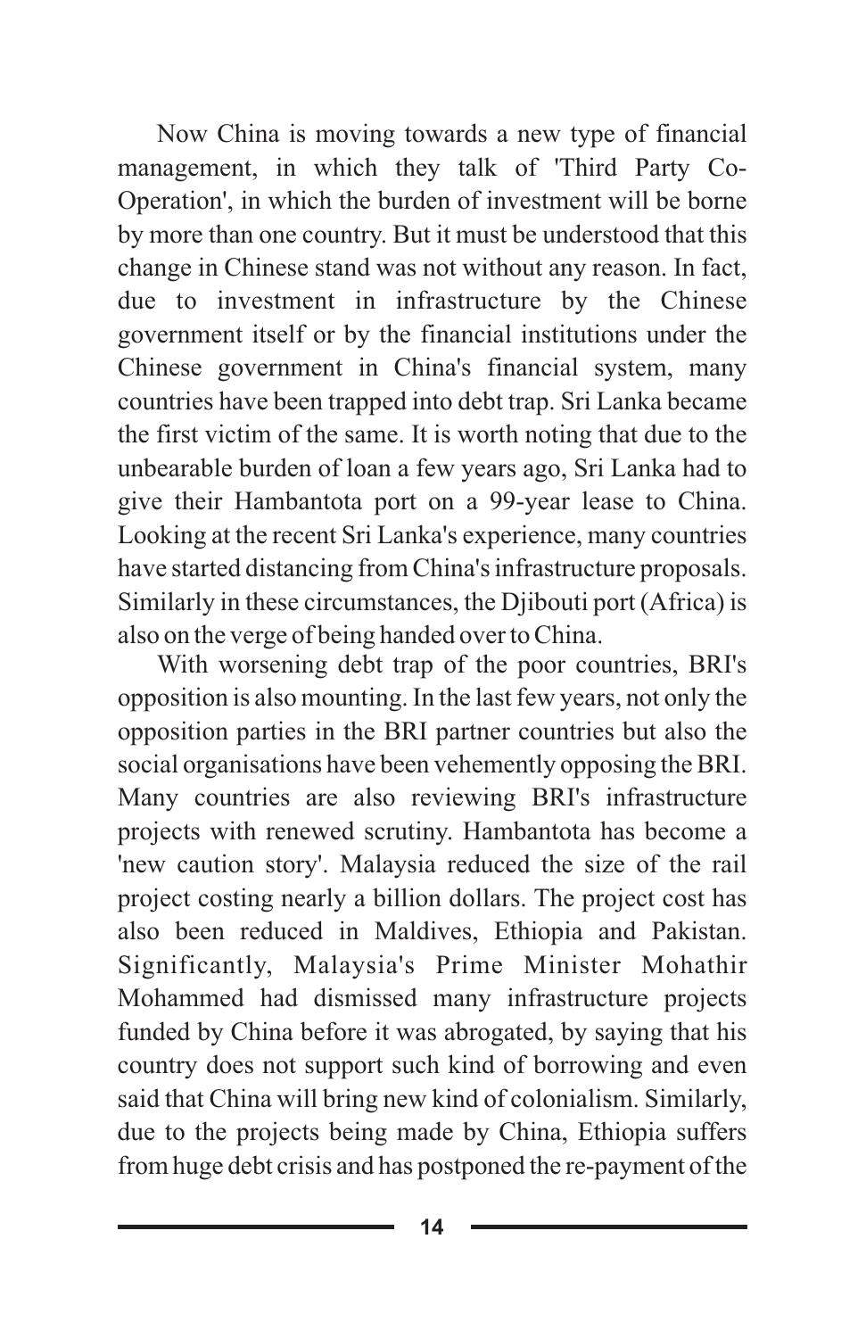Now China is moving towards a new type of financial management, in which they talk of 'Third Party Co-Operation', in which the burden of investment will be borne by more than one country. But it must be understood that this change in Chinese stand was not without any reason. In fact, due to investment in infrastructure by the Chinese government itself or by the financial institutions under the Chinese government in China's financial system, many countries have been trapped into debt trap. Sri Lanka became the first victim of the same. It is worth noting that due to the unbearable burden of loan a few years ago, Sri Lanka had to give their Hambantota port on a 99-year lease to China. Looking at the recent Sri Lanka's experience, many countries have started distancing from China's infrastructure proposals. Similarly in these circumstances, the Djibouti port (Africa) is also on the verge of being handed over to China.

With worsening debt trap of the poor countries, BRI's opposition is also mounting. In the last few years, not only the opposition parties in the BRI partner countries but also the social organisations have been vehemently opposing the BRI. Many countries are also reviewing BRI's infrastructure projects with renewed scrutiny. Hambantota has become a 'new caution story'. Malaysia reduced the size of the rail project costing nearly a billion dollars. The project cost has also been reduced in Maldives, Ethiopia and Pakistan. Significantly, Malaysia's Prime Minister Mohathir Mohammed had dismissed many infrastructure projects funded by China before it was abrogated, by saying that his country does not support such kind of borrowing and even said that China will bring new kind of colonialism. Similarly, due to the projects being made by China, Ethiopia suffers from huge debt crisis and has postponed the re-payment of the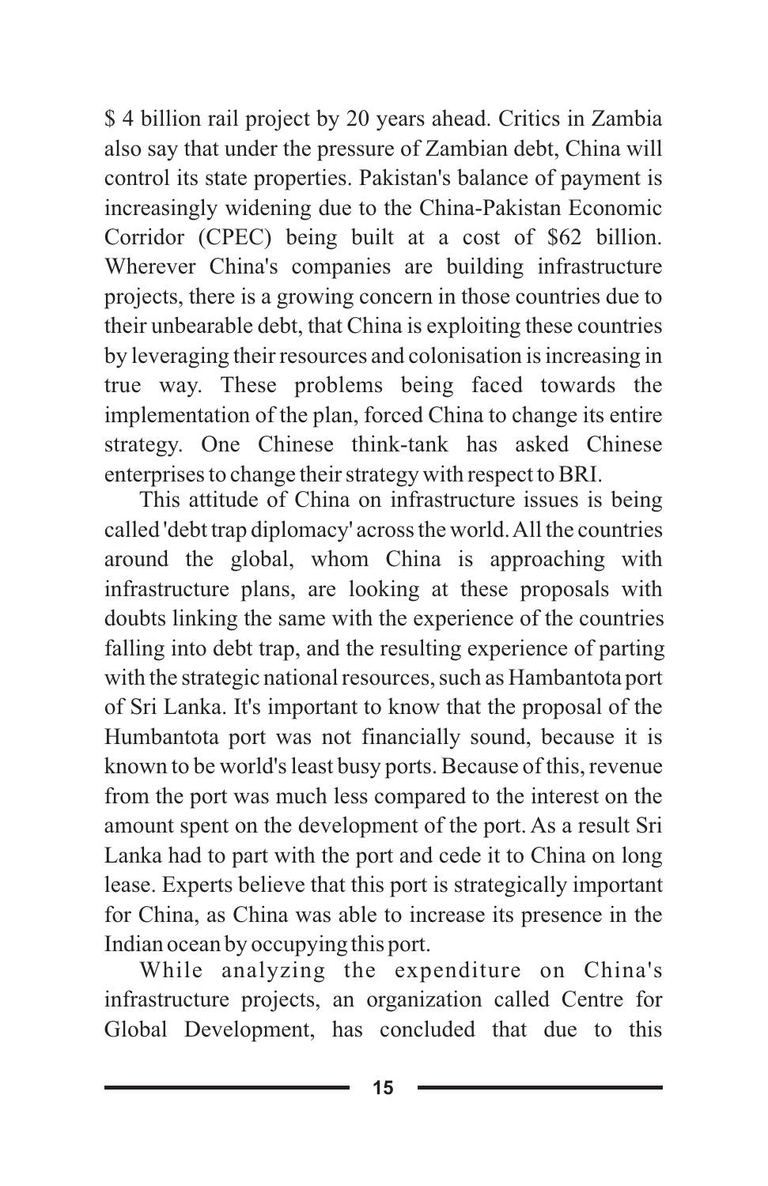$ 4 billion rail project by 20 years ahead. Critics in Zambia also say that under the pressure of Zambian debt, China will control its state properties. Pakistan's balance of payment is increasingly widening due to the China-Pakistan Economic Corridor (CPEC) being built at a cost of $62 billion. Wherever China's companies are building infrastructure projects, there is a growing concern in those countries due to their unbearable debt, that China is exploiting these countries by leveraging their resources and colonisation is increasing in true way. These problems being faced towards the implementation of the plan, forced China to change its entire strategy. One Chinese think-tank has asked Chinese enterprises to change their strategy with respect to BRI.

This attitude of China on infrastructure issues is being called 'debt trap diplomacy' across the world. All the countries around the global, whom China is approaching with infrastructure plans, are looking at these proposals with doubts linking the same with the experience of the countries falling into debt trap, and the resulting experience of parting with the strategic national resources, such as Hambantota port of Sri Lanka. It's important to know that the proposal of the Humbantota port was not financially sound, because it is known to be world's least busy ports. Because of this, revenue from the port was much less compared to the interest on the amount spent on the development of the port. As a result Sri Lanka had to part with the port and cede it to China on long lease. Experts believe that this port is strategically important for China, as China was able to increase its presence in the Indian ocean by occupying this port.

While analyzing the expenditure on China's infrastructure projects, an organization called Centre for Global Development, has concluded that due to this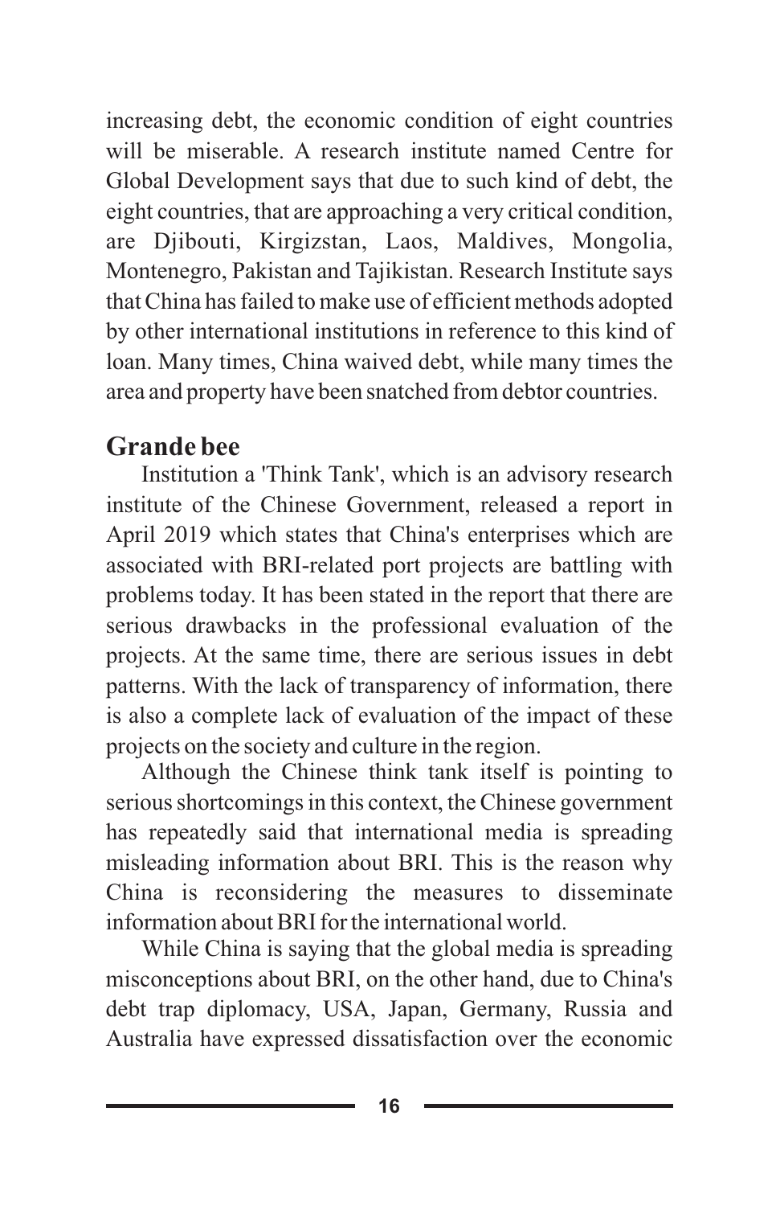increasing debt, the economic condition of eight countries will be miserable. A research institute named Centre for Global Development says that due to such kind of debt, the eight countries, that are approaching a very critical condition, are Djibouti, Kirgizstan, Laos, Maldives, Mongolia, Montenegro, Pakistan and Tajikistan. Research Institute says that China has failed to make use of efficient methods adopted by other international institutions in reference to this kind of loan. Many times, China waived debt, while many times the area and property have been snatched from debtor countries.

## Grande bee

Institution a 'Think Tank', which is an advisory research institute of the Chinese Government, released a report in April 2019 which states that China's enterprises which are associated with BRI-related port projects are battling with problems today. It has been stated in the report that there are serious drawbacks in the professional evaluation of the projects. At the same time, there are serious issues in debt patterns. With the lack of transparency of information, there is also a complete lack of evaluation of the impact of these projects on the society and culture in the region.

Although the Chinese think tank itself is pointing to serious shortcomings in this context, the Chinese government has repeatedly said that international media is spreading misleading information about BRI. This is the reason why China is reconsidering the measures to disseminate information about BRI for the international world.

While China is saying that the global media is spreading misconceptions about BRI, on the other hand, due to China's debt trap diplomacy, USA, Japan, Germany, Russia and Australia have expressed dissatisfaction over the economic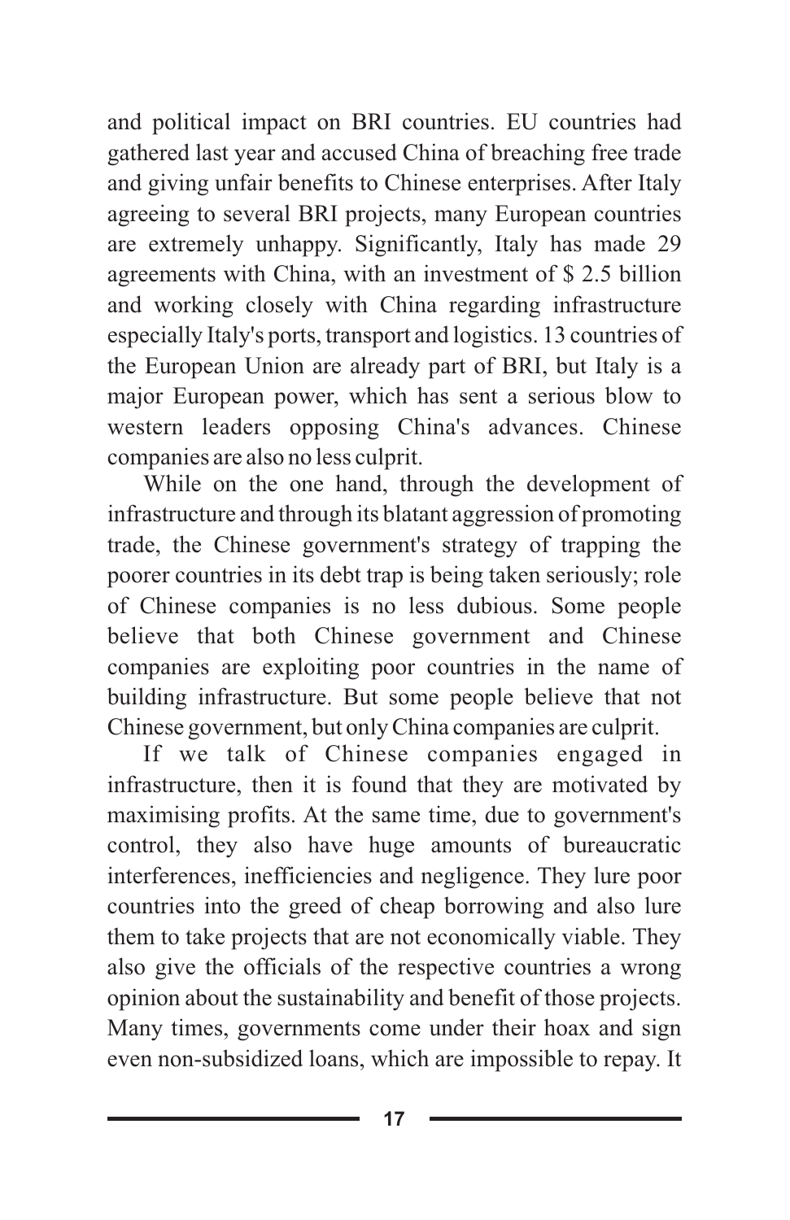and political impact on BRI countries. EU countries had gathered last year and accused China of breaching free trade and giving unfair benefits to Chinese enterprises. After Italy agreeing to several BRI projects, many European countries are extremely unhappy. Significantly, Italy has made 29 agreements with China, with an investment of $ 2.5 billion and working closely with China regarding infrastructure especially Italy's ports, transport and logistics. 13 countries of the European Union are already part of BRI, but Italy is a major European power, which has sent a serious blow to western leaders opposing China's advances. Chinese companies are also no less culprit.

While on the one hand, through the development of infrastructure and through its blatant aggression of promoting trade, the Chinese government's strategy of trapping the poorer countries in its debt trap is being taken seriously; role of Chinese companies is no less dubious. Some people believe that both Chinese government and Chinese companies are exploiting poor countries in the name of building infrastructure. But some people believe that not Chinese government, but only China companies are culprit.

If we talk of Chinese companies engaged in infrastructure, then it is found that they are motivated by maximising profits. At the same time, due to government's control, they also have huge amounts of bureaucratic interferences, inefficiencies and negligence. They lure poor countries into the greed of cheap borrowing and also lure them to take projects that are not economically viable. They also give the officials of the respective countries a wrong opinion about the sustainability and benefit of those projects. Many times, governments come under their hoax and sign even non-subsidized loans, which are impossible to repay. It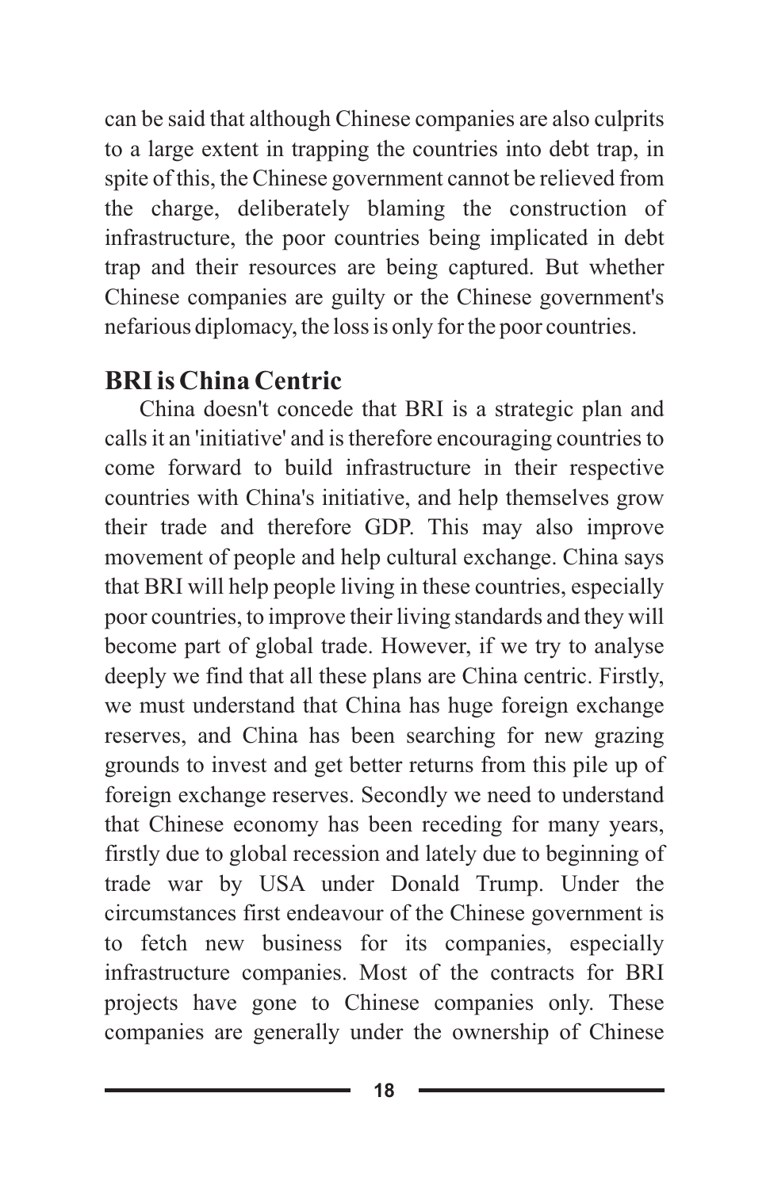can be said that although Chinese companies are also culprits to a large extent in trapping the countries into debt trap, in spite of this, the Chinese government cannot be relieved from the charge, deliberately blaming the construction of infrastructure, the poor countries being implicated in debt trap and their resources are being captured. But whether Chinese companies are guilty or the Chinese government's nefarious diplomacy, the loss is only for the poor countries.

## BRI is China Centric

China doesn't concede that BRI is a strategic plan and calls it an 'initiative' and is therefore encouraging countries to come forward to build infrastructure in their respective countries with China's initiative, and help themselves grow their trade and therefore GDP. This may also improve movement of people and help cultural exchange. China says that BRI will help people living in these countries, especially poor countries, to improve their living standards and they will become part of global trade. However, if we try to analyse deeply we find that all these plans are China centric. Firstly, we must understand that China has huge foreign exchange reserves, and China has been searching for new grazing grounds to invest and get better returns from this pile up of foreign exchange reserves. Secondly we need to understand that Chinese economy has been receding for many years, firstly due to global recession and lately due to beginning of trade war by USA under Donald Trump. Under the circumstances first endeavour of the Chinese government is to fetch new business for its companies, especially infrastructure companies. Most of the contracts for BRI projects have gone to Chinese companies only. These companies are generally under the ownership of Chinese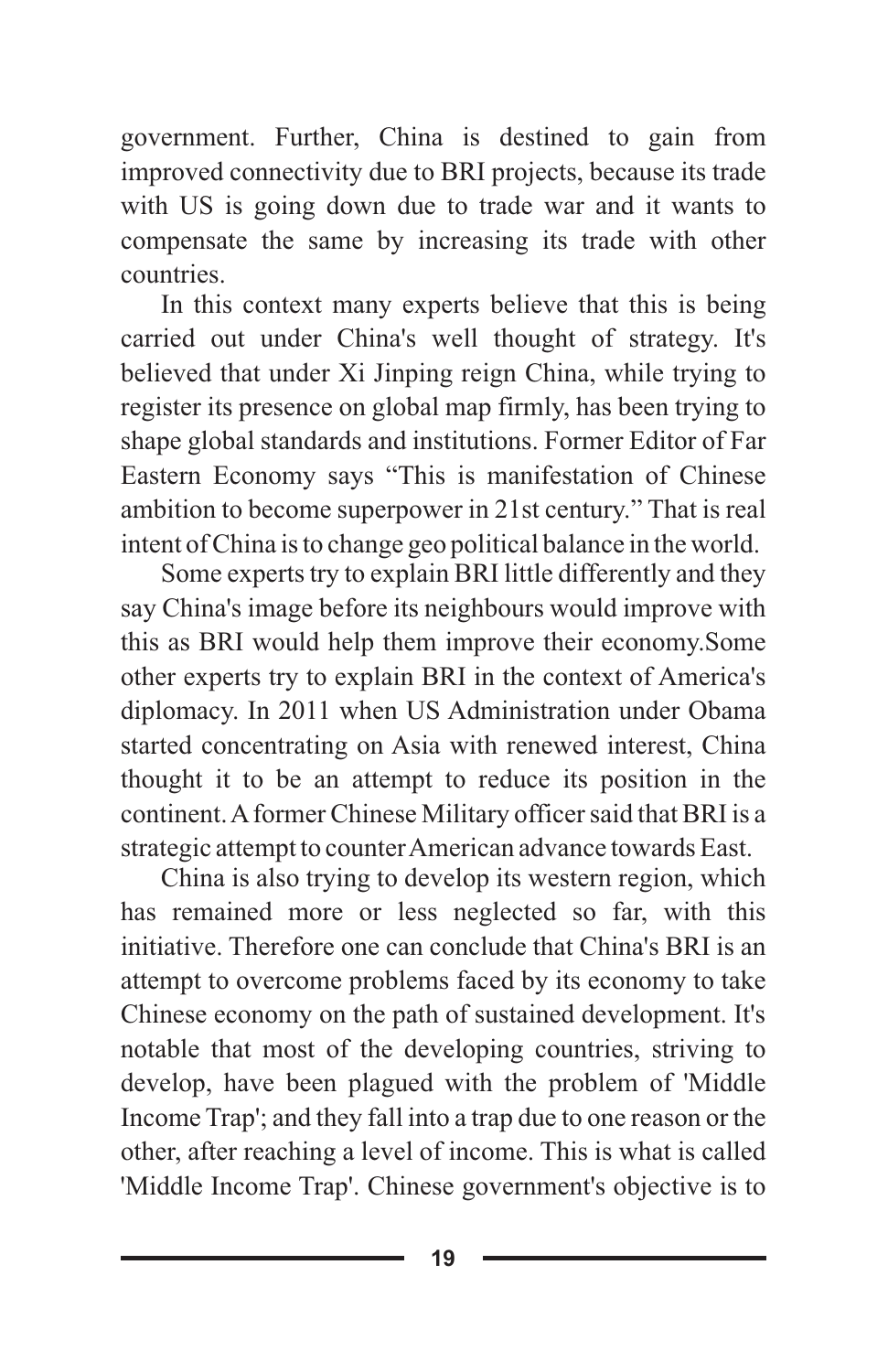government. Further, China is destined to gain from improved connectivity due to BRI projects, because its trade with US is going down due to trade war and it wants to compensate the same by increasing its trade with other countries.

In this context many experts believe that this is being carried out under China's well thought of strategy. It's believed that under Xi Jinping reign China, while trying to register its presence on global map firmly, has been trying to shape global standards and institutions. Former Editor of Far Eastern Economy says "This is manifestation of Chinese ambition to become superpower in 21st century." That is real intent of China is to change geo political balance in the world.

Some experts try to explain BRI little differently and they say China's image before its neighbours would improve with this as BRI would help them improve their economy.Some other experts try to explain BRI in the context of America's diplomacy. In 2011 when US Administration under Obama started concentrating on Asia with renewed interest, China thought it to be an attempt to reduce its position in the continent. A former Chinese Military officer said that BRI is a strategic attempt to counter American advance towards East.

China is also trying to develop its western region, which has remained more or less neglected so far, with this initiative. Therefore one can conclude that China's BRI is an attempt to overcome problems faced by its economy to take Chinese economy on the path of sustained development. It's notable that most of the developing countries, striving to develop, have been plagued with the problem of 'Middle Income Trap'; and they fall into a trap due to one reason or the other, after reaching a level of income. This is what is called 'Middle Income Trap'. Chinese government's objective is to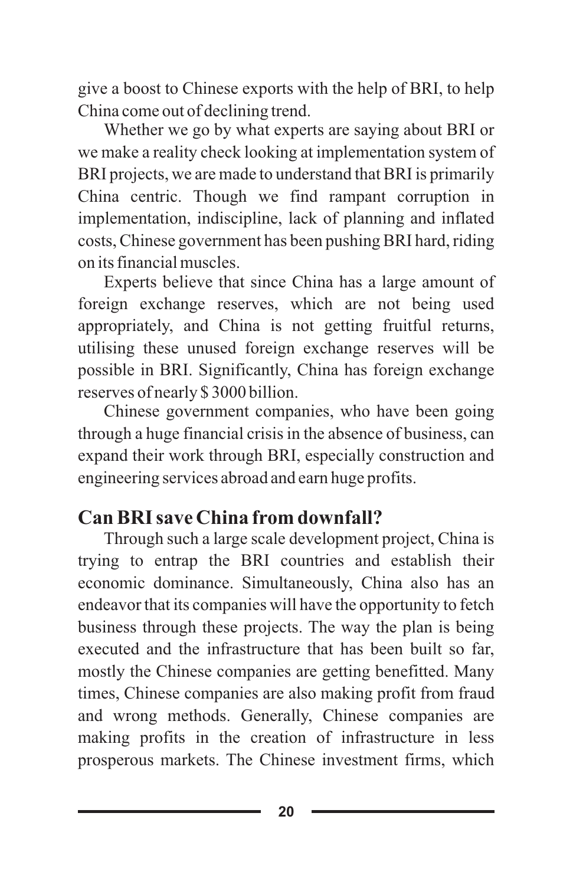give a boost to Chinese exports with the help of BRI, to help China come out of declining trend.

Whether we go by what experts are saying about BRI or we make a reality check looking at implementation system of BRI projects, we are made to understand that BRI is primarily China centric. Though we find rampant corruption in implementation, indiscipline, lack of planning and inflated costs, Chinese government has been pushing BRI hard, riding on its financial muscles.

Experts believe that since China has a large amount of foreign exchange reserves, which are not being used appropriately, and China is not getting fruitful returns, utilising these unused foreign exchange reserves will be possible in BRI. Significantly, China has foreign exchange reserves of nearly $ 3000 billion.

Chinese government companies, who have been going through a huge financial crisis in the absence of business, can expand their work through BRI, especially construction and engineering services abroad and earn huge profits.

## Can BRI save China from downfall?

Through such a large scale development project, China is trying to entrap the BRI countries and establish their economic dominance. Simultaneously, China also has an endeavor that its companies will have the opportunity to fetch business through these projects. The way the plan is being executed and the infrastructure that has been built so far, mostly the Chinese companies are getting benefitted. Many times, Chinese companies are also making profit from fraud and wrong methods. Generally, Chinese companies are making profits in the creation of infrastructure in less prosperous markets. The Chinese investment firms, which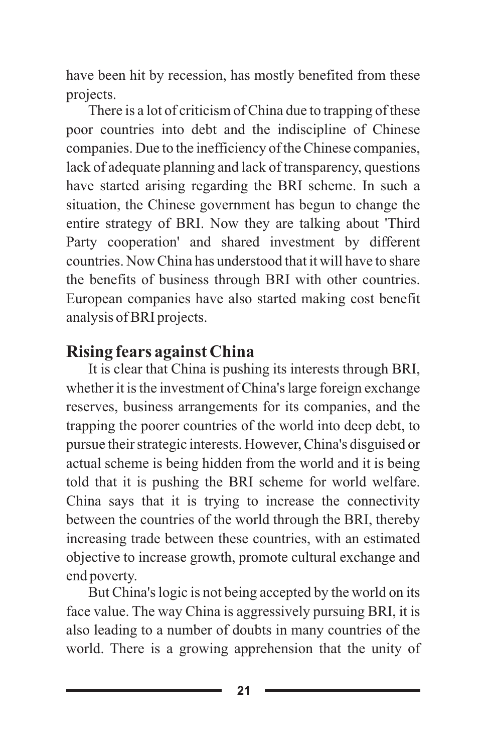have been hit by recession, has mostly benefited from these projects.

There is a lot of criticism of China due to trapping of these poor countries into debt and the indiscipline of Chinese companies. Due to the inefficiency of the Chinese companies, lack of adequate planning and lack of transparency, questions have started arising regarding the BRI scheme. In such a situation, the Chinese government has begun to change the entire strategy of BRI. Now they are talking about 'Third Party cooperation' and shared investment by different countries. Now China has understood that it will have to share the benefits of business through BRI with other countries. European companies have also started making cost benefit analysis of BRI projects.

## Rising fears against China

It is clear that China is pushing its interests through BRI, whether it is the investment of China's large foreign exchange reserves, business arrangements for its companies, and the trapping the poorer countries of the world into deep debt, to pursue their strategic interests. However, China's disguised or actual scheme is being hidden from the world and it is being told that it is pushing the BRI scheme for world welfare. China says that it is trying to increase the connectivity between the countries of the world through the BRI, thereby increasing trade between these countries, with an estimated objective to increase growth, promote cultural exchange and end poverty.

But China's logic is not being accepted by the world on its face value. The way China is aggressively pursuing BRI, it is also leading to a number of doubts in many countries of the world. There is a growing apprehension that the unity of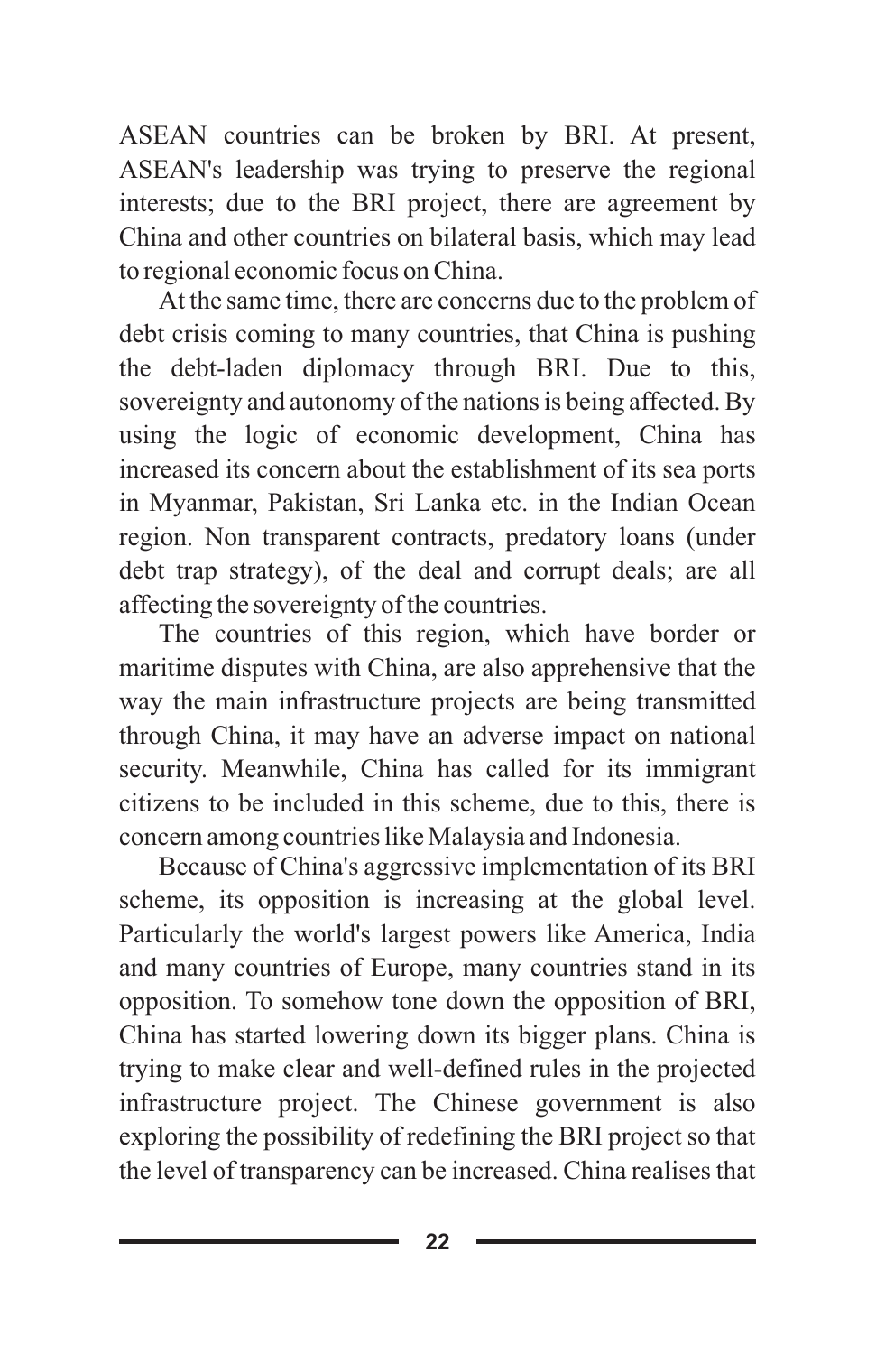ASEAN countries can be broken by BRI. At present, ASEAN's leadership was trying to preserve the regional interests; due to the BRI project, there are agreement by China and other countries on bilateral basis, which may lead to regional economic focus on China.

At the same time, there are concerns due to the problem of debt crisis coming to many countries, that China is pushing the debt-laden diplomacy through BRI. Due to this, sovereignty and autonomy of the nations is being affected. By using the logic of economic development, China has increased its concern about the establishment of its sea ports in Myanmar, Pakistan, Sri Lanka etc. in the Indian Ocean region. Non transparent contracts, predatory loans (under debt trap strategy), of the deal and corrupt deals; are all affecting the sovereignty of the countries.

The countries of this region, which have border or maritime disputes with China, are also apprehensive that the way the main infrastructure projects are being transmitted through China, it may have an adverse impact on national security. Meanwhile, China has called for its immigrant citizens to be included in this scheme, due to this, there is concern among countries like Malaysia and Indonesia.

Because of China's aggressive implementation of its BRI scheme, its opposition is increasing at the global level. Particularly the world's largest powers like America, India and many countries of Europe, many countries stand in its opposition. To somehow tone down the opposition of BRI, China has started lowering down its bigger plans. China is trying to make clear and well-defined rules in the projected infrastructure project. The Chinese government is also exploring the possibility of redefining the BRI project so that the level of transparency can be increased. China realises that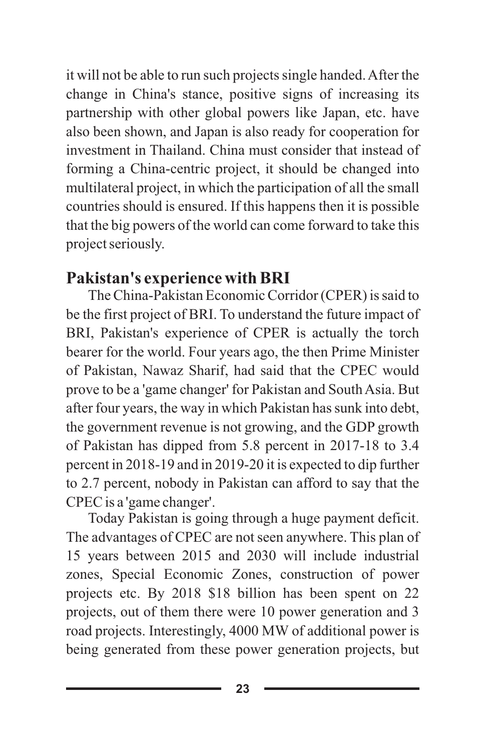it will not be able to run such projects single handed. After the change in China's stance, positive signs of increasing its partnership with other global powers like Japan, etc. have also been shown, and Japan is also ready for cooperation for investment in Thailand. China must consider that instead of forming a China-centric project, it should be changed into multilateral project, in which the participation of all the small countries should is ensured. If this happens then it is possible that the big powers of the world can come forward to take this project seriously.

## Pakistan's experience with BRI

The China-Pakistan Economic Corridor (CPER) is said to be the first project of BRI. To understand the future impact of BRI, Pakistan's experience of CPER is actually the torch bearer for the world. Four years ago, the then Prime Minister of Pakistan, Nawaz Sharif, had said that the CPEC would prove to be a 'game changer' for Pakistan and South Asia. But after four years, the way in which Pakistan has sunk into debt, the government revenue is not growing, and the GDP growth of Pakistan has dipped from 5.8 percent in 2017-18 to 3.4 percent in 2018-19 and in 2019-20 it is expected to dip further to 2.7 percent, nobody in Pakistan can afford to say that the CPEC is a 'game changer'.

Today Pakistan is going through a huge payment deficit. The advantages of CPEC are not seen anywhere. This plan of 15 years between 2015 and 2030 will include industrial zones, Special Economic Zones, construction of power projects etc. By 2018 $18 billion has been spent on 22 projects, out of them there were 10 power generation and 3 road projects. Interestingly, 4000 MW of additional power is being generated from these power generation projects, but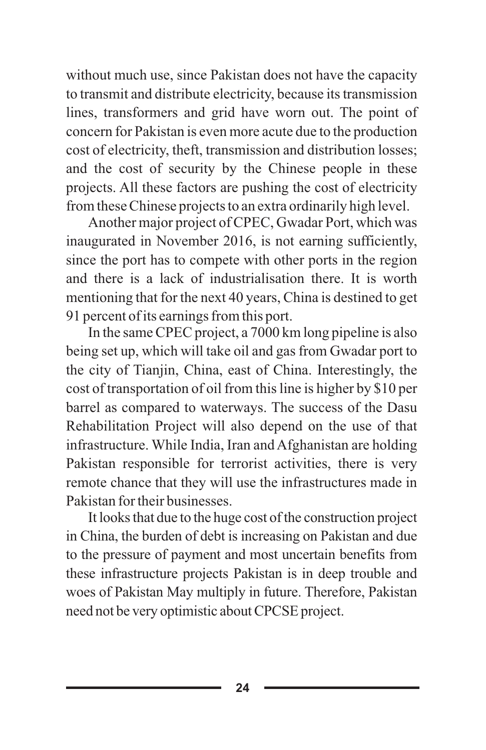without much use, since Pakistan does not have the capacity to transmit and distribute electricity, because its transmission lines, transformers and grid have worn out. The point of concern for Pakistan is even more acute due to the production cost of electricity, theft, transmission and distribution losses; and the cost of security by the Chinese people in these projects. All these factors are pushing the cost of electricity from these Chinese projects to an extra ordinarily high level.

Another major project of CPEC, Gwadar Port, which was inaugurated in November 2016, is not earning sufficiently, since the port has to compete with other ports in the region and there is a lack of industrialisation there. It is worth mentioning that for the next 40 years, China is destined to get 91 percent of its earnings from this port.

In the same CPEC project, a 7000 km long pipeline is also being set up, which will take oil and gas from Gwadar port to the city of Tianjin, China, east of China. Interestingly, the cost of transportation of oil from this line is higher by $10 per barrel as compared to waterways. The success of the Dasu Rehabilitation Project will also depend on the use of that infrastructure. While India, Iran and Afghanistan are holding Pakistan responsible for terrorist activities, there is very remote chance that they will use the infrastructures made in Pakistan for their businesses.

It looks that due to the huge cost of the construction project in China, the burden of debt is increasing on Pakistan and due to the pressure of payment and most uncertain benefits from these infrastructure projects Pakistan is in deep trouble and woes of Pakistan May multiply in future. Therefore, Pakistan need not be very optimistic about CPCSE project.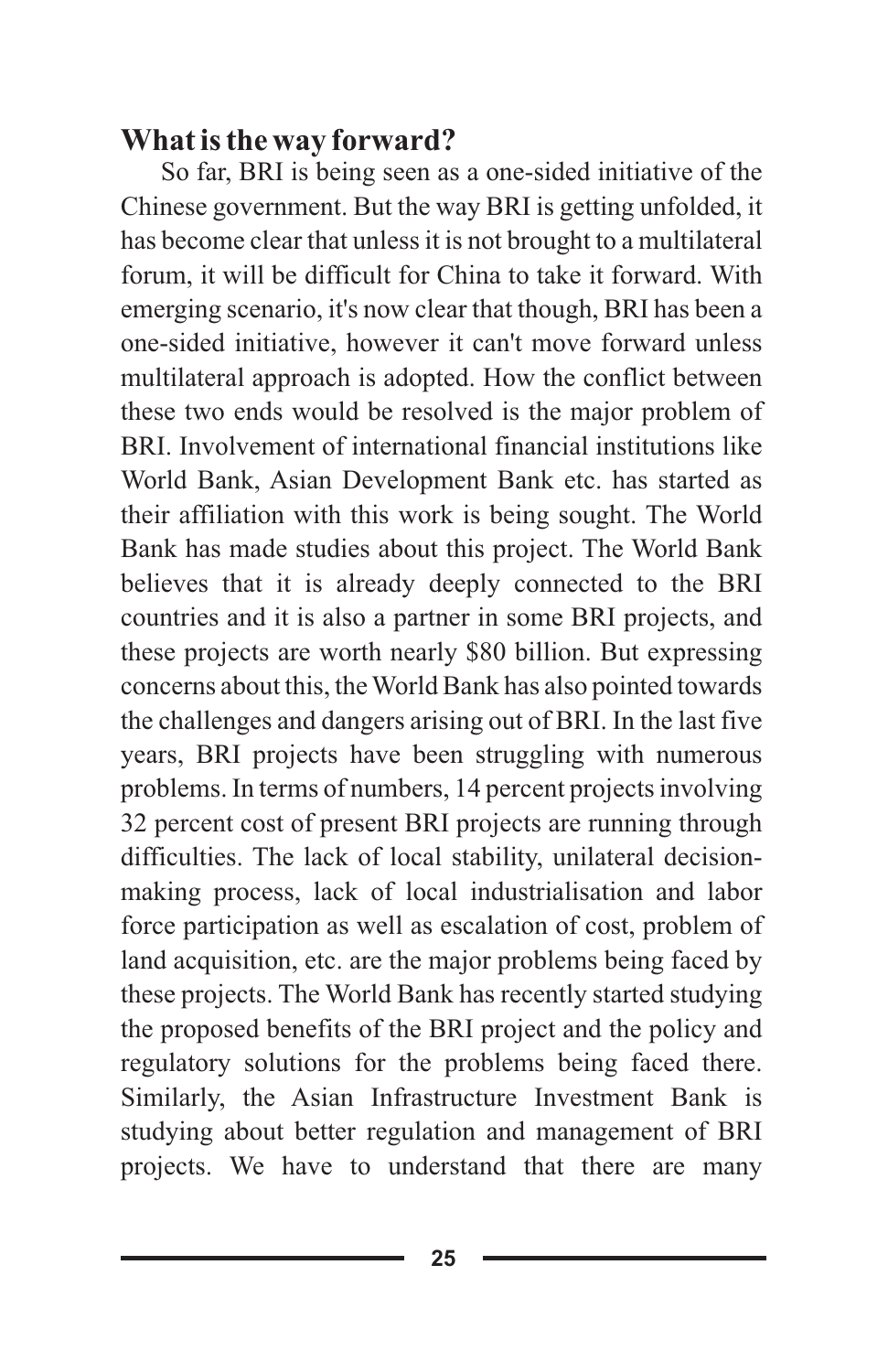## What is the way forward?

So far, BRI is being seen as a one-sided initiative of the Chinese government. But the way BRI is getting unfolded, it has become clear that unless it is not brought to a multilateral forum, it will be difficult for China to take it forward. With emerging scenario, it's now clear that though, BRI has been a one-sided initiative, however it can't move forward unless multilateral approach is adopted. How the conflict between these two ends would be resolved is the major problem of BRI. Involvement of international financial institutions like World Bank, Asian Development Bank etc. has started as their affiliation with this work is being sought. The World Bank has made studies about this project. The World Bank believes that it is already deeply connected to the BRI countries and it is also a partner in some BRI projects, and these projects are worth nearly $80 billion. But expressing concerns about this, the World Bank has also pointed towards the challenges and dangers arising out of BRI. In the last five years, BRI projects have been struggling with numerous problems. In terms of numbers, 14 percent projects involving 32 percent cost of present BRI projects are running through difficulties. The lack of local stability, unilateral decision-making process, lack of local industrialisation and labor force participation as well as escalation of cost, problem of land acquisition, etc. are the major problems being faced by these projects. The World Bank has recently started studying the proposed benefits of the BRI project and the policy and regulatory solutions for the problems being faced there. Similarly, the Asian Infrastructure Investment Bank is studying about better regulation and management of BRI projects. We have to understand that there are many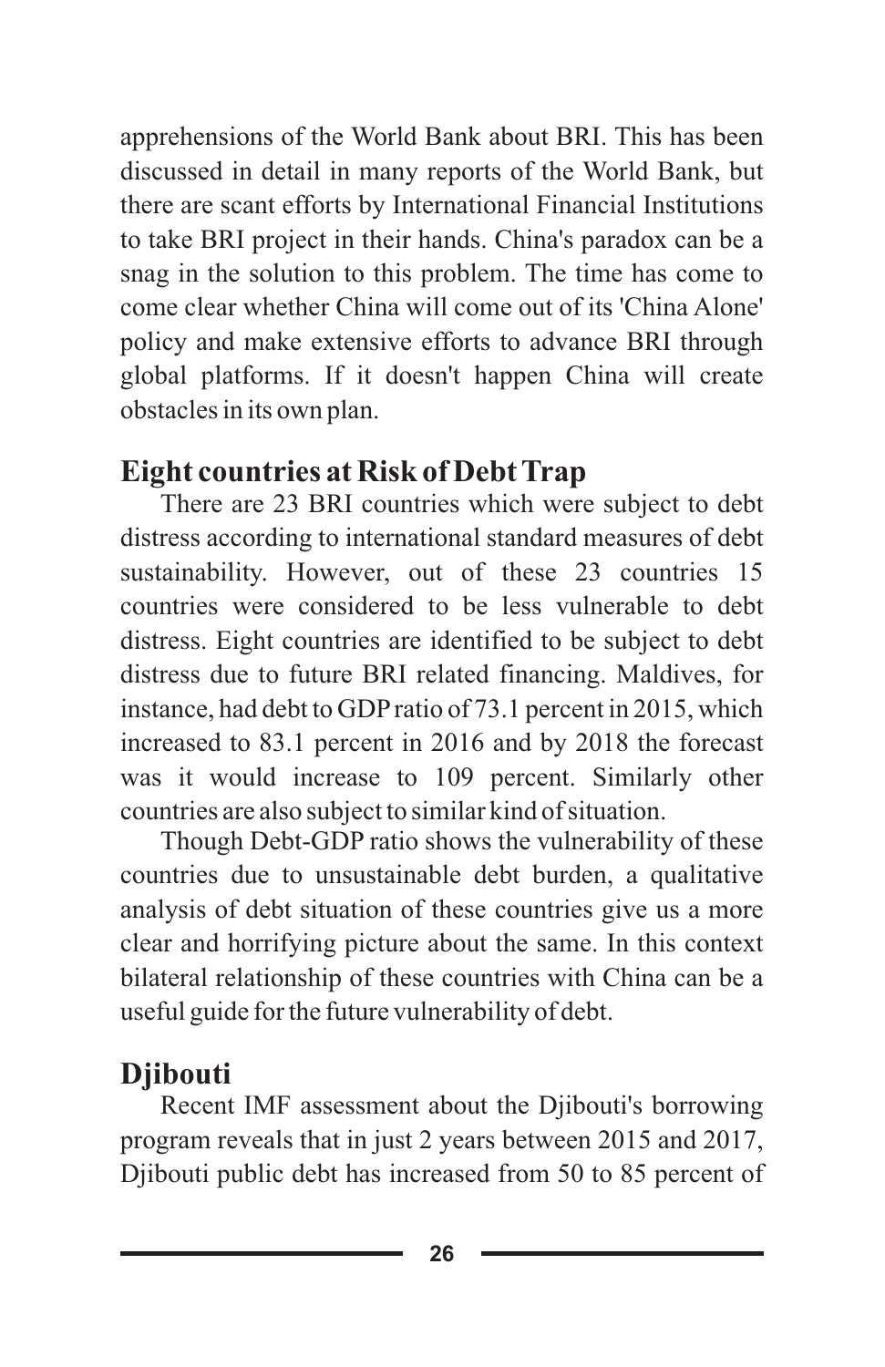apprehensions of the World Bank about BRI. This has been discussed in detail in many reports of the World Bank, but there are scant efforts by International Financial Institutions to take BRI project in their hands. China's paradox can be a snag in the solution to this problem. The time has come to come clear whether China will come out of its 'China Alone' policy and make extensive efforts to advance BRI through global platforms. If it doesn't happen China will create obstacles in its own plan.

## Eight countries at Risk of Debt Trap

There are 23 BRI countries which were subject to debt distress according to international standard measures of debt sustainability. However, out of these 23 countries 15 countries were considered to be less vulnerable to debt distress. Eight countries are identified to be subject to debt distress due to future BRI related financing. Maldives, for instance, had debt to GDP ratio of 73.1 percent in 2015, which increased to 83.1 percent in 2016 and by 2018 the forecast was it would increase to 109 percent. Similarly other countries are also subject to similar kind of situation.

Though Debt-GDP ratio shows the vulnerability of these countries due to unsustainable debt burden, a qualitative analysis of debt situation of these countries give us a more clear and horrifying picture about the same. In this context bilateral relationship of these countries with China can be a useful guide for the future vulnerability of debt.

## Djibouti

Recent IMF assessment about the Djibouti's borrowing program reveals that in just 2 years between 2015 and 2017, Djibouti public debt has increased from 50 to 85 percent of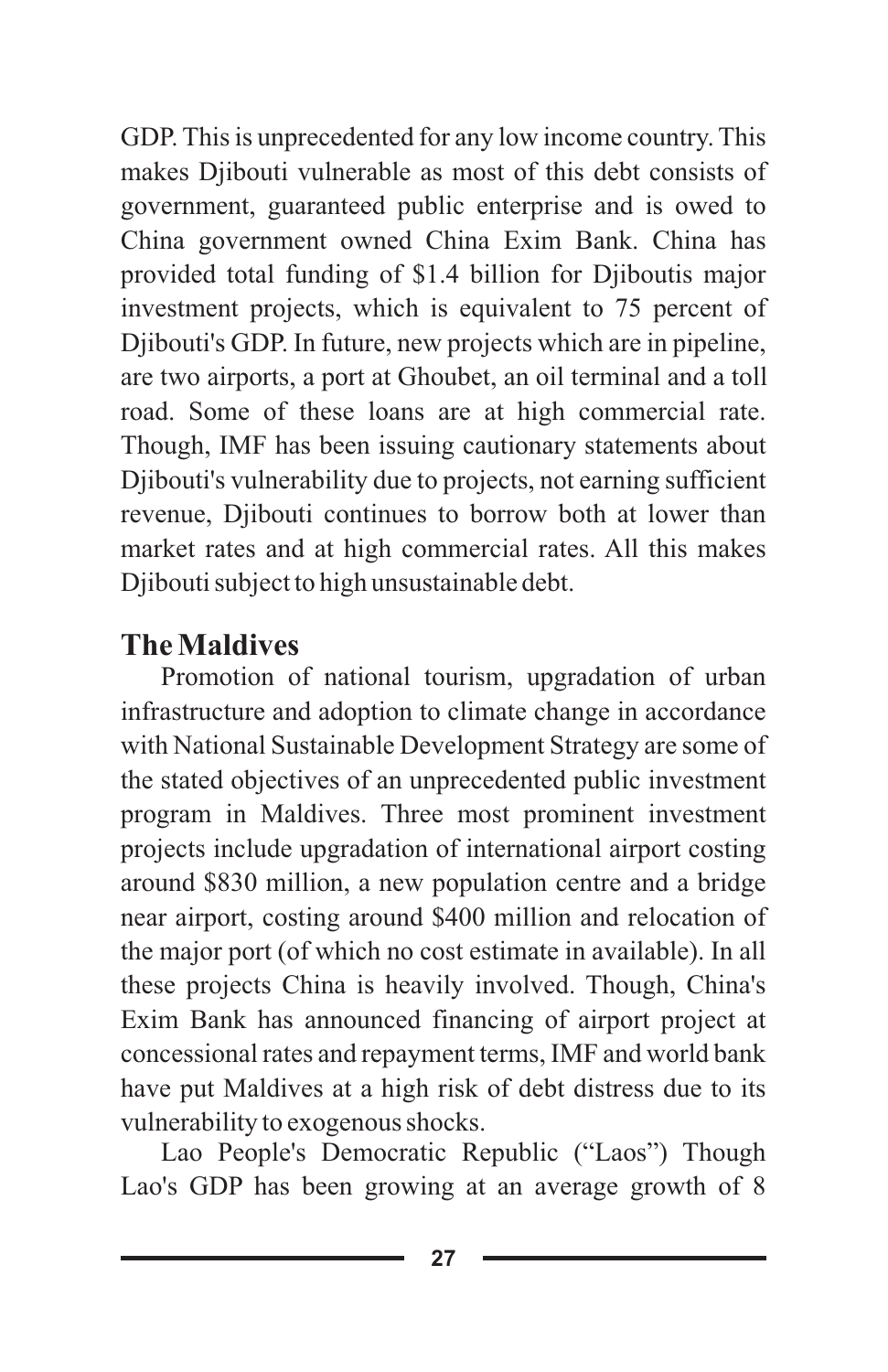GDP. This is unprecedented for any low income country. This makes Djibouti vulnerable as most of this debt consists of government, guaranteed public enterprise and is owed to China government owned China Exim Bank. China has provided total funding of $1.4 billion for Djiboutis major investment projects, which is equivalent to 75 percent of Djibouti's GDP. In future, new projects which are in pipeline, are two airports, a port at Ghoubet, an oil terminal and a toll road. Some of these loans are at high commercial rate. Though, IMF has been issuing cautionary statements about Djibouti's vulnerability due to projects, not earning sufficient revenue, Djibouti continues to borrow both at lower than market rates and at high commercial rates. All this makes Djibouti subject to high unsustainable debt.

## The Maldives

Promotion of national tourism, upgradation of urban infrastructure and adoption to climate change in accordance with National Sustainable Development Strategy are some of the stated objectives of an unprecedented public investment program in Maldives. Three most prominent investment projects include upgradation of international airport costing around $830 million, a new population centre and a bridge near airport, costing around $400 million and relocation of the major port (of which no cost estimate in available). In all these projects China is heavily involved. Though, China's Exim Bank has announced financing of airport project at concessional rates and repayment terms, IMF and world bank have put Maldives at a high risk of debt distress due to its vulnerability to exogenous shocks.

Lao People's Democratic Republic ("Laos") Though Lao's GDP has been growing at an average growth of 8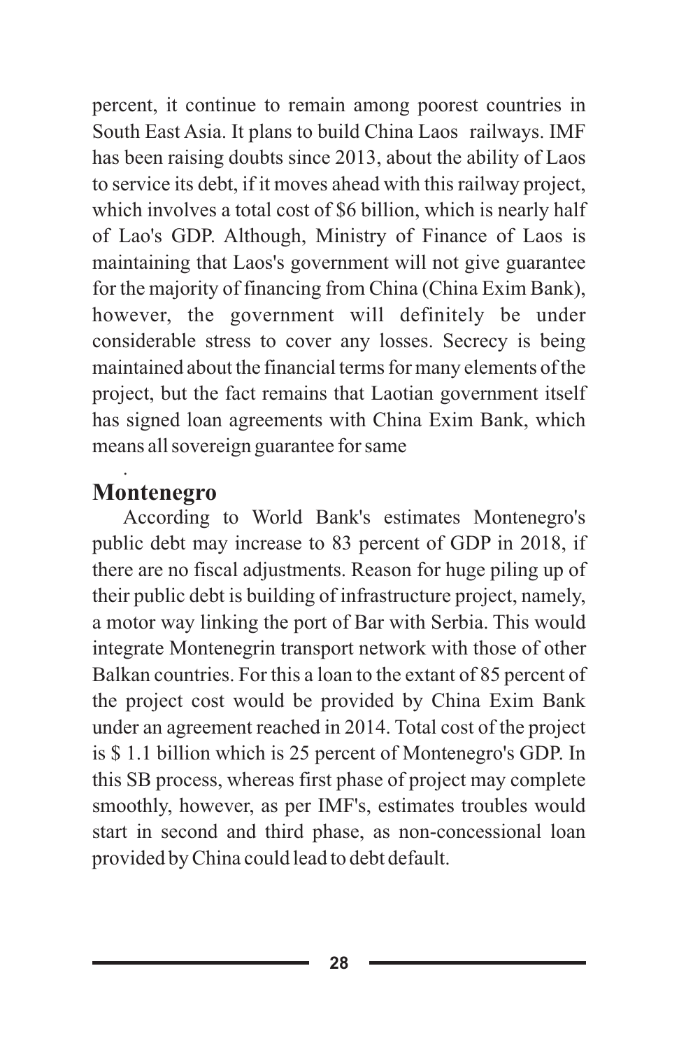percent, it continue to remain among poorest countries in South East Asia. It plans to build China Laos railways. IMF has been raising doubts since 2013, about the ability of Laos to service its debt, if it moves ahead with this railway project, which involves a total cost of $6 billion, which is nearly half of Lao's GDP. Although, Ministry of Finance of Laos is maintaining that Laos's government will not give guarantee for the majority of financing from China (China Exim Bank), however, the government will definitely be under considerable stress to cover any losses. Secrecy is being maintained about the financial terms for many elements of the project, but the fact remains that Laotian government itself has signed loan agreements with China Exim Bank, which means all sovereign guarantee for same

.

## Montenegro

According to World Bank's estimates Montenegro's public debt may increase to 83 percent of GDP in 2018, if there are no fiscal adjustments. Reason for huge piling up of their public debt is building of infrastructure project, namely, a motor way linking the port of Bar with Serbia. This would integrate Montenegrin transport network with those of other Balkan countries. For this a loan to the extant of 85 percent of the project cost would be provided by China Exim Bank under an agreement reached in 2014. Total cost of the project is $ 1.1 billion which is 25 percent of Montenegro's GDP. In this SB process, whereas first phase of project may complete smoothly, however, as per IMF's, estimates troubles would start in second and third phase, as non-concessional loan provided by China could lead to debt default.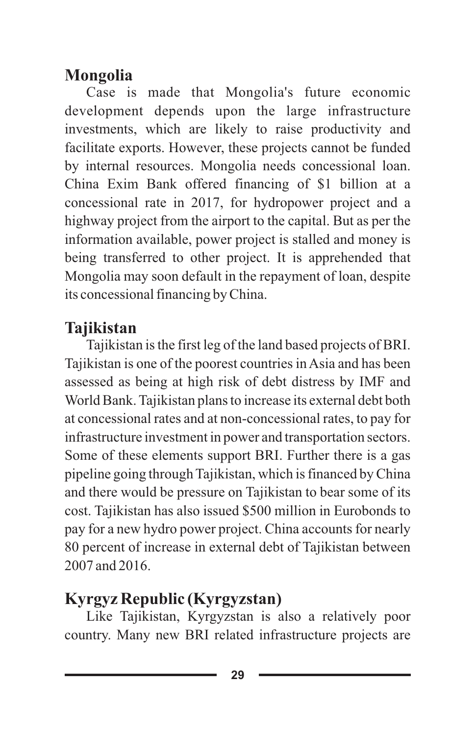## Mongolia

Case is made that Mongolia's future economic development depends upon the large infrastructure investments, which are likely to raise productivity and facilitate exports. However, these projects cannot be funded by internal resources. Mongolia needs concessional loan. China Exim Bank offered financing of $1 billion at a concessional rate in 2017, for hydropower project and a highway project from the airport to the capital. But as per the information available, power project is stalled and money is being transferred to other project. It is apprehended that Mongolia may soon default in the repayment of loan, despite its concessional financing by China.

## Tajikistan

Tajikistan is the first leg of the land based projects of BRI. Tajikistan is one of the poorest countries in Asia and has been assessed as being at high risk of debt distress by IMF and World Bank. Tajikistan plans to increase its external debt both at concessional rates and at non-concessional rates, to pay for infrastructure investment in power and transportation sectors. Some of these elements support BRI. Further there is a gas pipeline going through Tajikistan, which is financed by China and there would be pressure on Tajikistan to bear some of its cost. Tajikistan has also issued $500 million in Eurobonds to pay for a new hydro power project. China accounts for nearly 80 percent of increase in external debt of Tajikistan between 2007 and 2016.

## Kyrgyz Republic (Kyrgyzstan)

Like Tajikistan, Kyrgyzstan is also a relatively poor country. Many new BRI related infrastructure projects are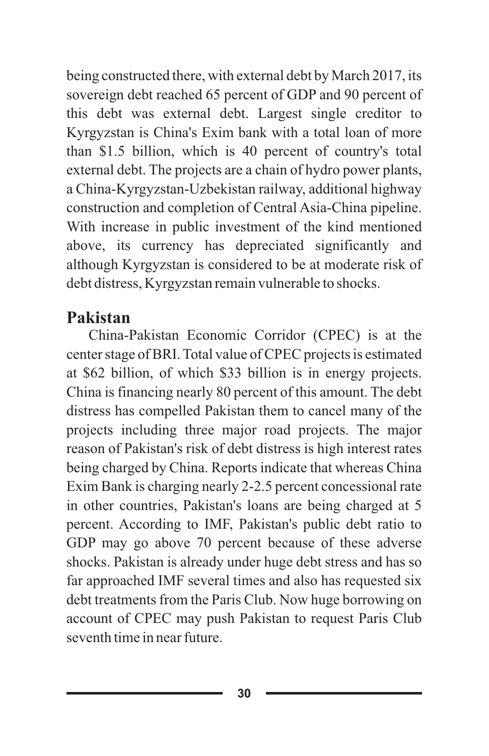being constructed there, with external debt by March 2017, its sovereign debt reached 65 percent of GDP and 90 percent of this debt was external debt. Largest single creditor to Kyrgyzstan is China's Exim bank with a total loan of more than $1.5 billion, which is 40 percent of country's total external debt. The projects are a chain of hydro power plants, a China-Kyrgyzstan-Uzbekistan railway, additional highway construction and completion of Central Asia-China pipeline. With increase in public investment of the kind mentioned above, its currency has depreciated significantly and although Kyrgyzstan is considered to be at moderate risk of debt distress, Kyrgyzstan remain vulnerable to shocks.

## Pakistan

China-Pakistan Economic Corridor (CPEC) is at the center stage of BRI. Total value of CPEC projects is estimated at $62 billion, of which $33 billion is in energy projects. China is financing nearly 80 percent of this amount. The debt distress has compelled Pakistan them to cancel many of the projects including three major road projects. The major reason of Pakistan's risk of debt distress is high interest rates being charged by China. Reports indicate that whereas China Exim Bank is charging nearly 2-2.5 percent concessional rate in other countries, Pakistan's loans are being charged at 5 percent. According to IMF, Pakistan's public debt ratio to GDP may go above 70 percent because of these adverse shocks. Pakistan is already under huge debt stress and has so far approached IMF several times and also has requested six debt treatments from the Paris Club. Now huge borrowing on account of CPEC may push Pakistan to request Paris Club seventh time in near future.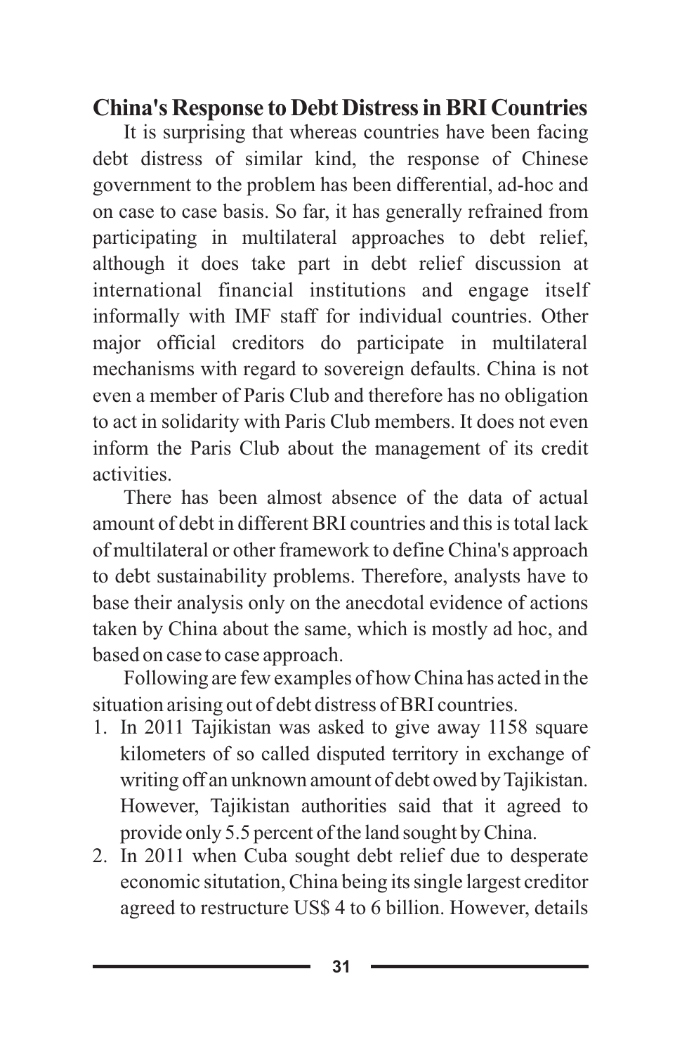## China's Response to Debt Distress in BRI Countries

It is surprising that whereas countries have been facing debt distress of similar kind, the response of Chinese government to the problem has been differential, ad-hoc and on case to case basis. So far, it has generally refrained from participating in multilateral approaches to debt relief, although it does take part in debt relief discussion at international financial institutions and engage itself informally with IMF staff for individual countries. Other major official creditors do participate in multilateral mechanisms with regard to sovereign defaults. China is not even a member of Paris Club and therefore has no obligation to act in solidarity with Paris Club members. It does not even inform the Paris Club about the management of its credit activities.

There has been almost absence of the data of actual amount of debt in different BRI countries and this is total lack of multilateral or other framework to define China's approach to debt sustainability problems. Therefore, analysts have to base their analysis only on the anecdotal evidence of actions taken by China about the same, which is mostly ad hoc, and based on case to case approach.

Following are few examples of how China has acted in the situation arising out of debt distress of BRI countries.

1. In 2011 Tajikistan was asked to give away 1158 square kilometers of so called disputed territory in exchange of writing off an unknown amount of debt owed by Tajikistan. However, Tajikistan authorities said that it agreed to provide only 5.5 percent of the land sought by China.
2. In 2011 when Cuba sought debt relief due to desperate economic situtation, China being its single largest creditor agreed to restructure US$ 4 to 6 billion. However, details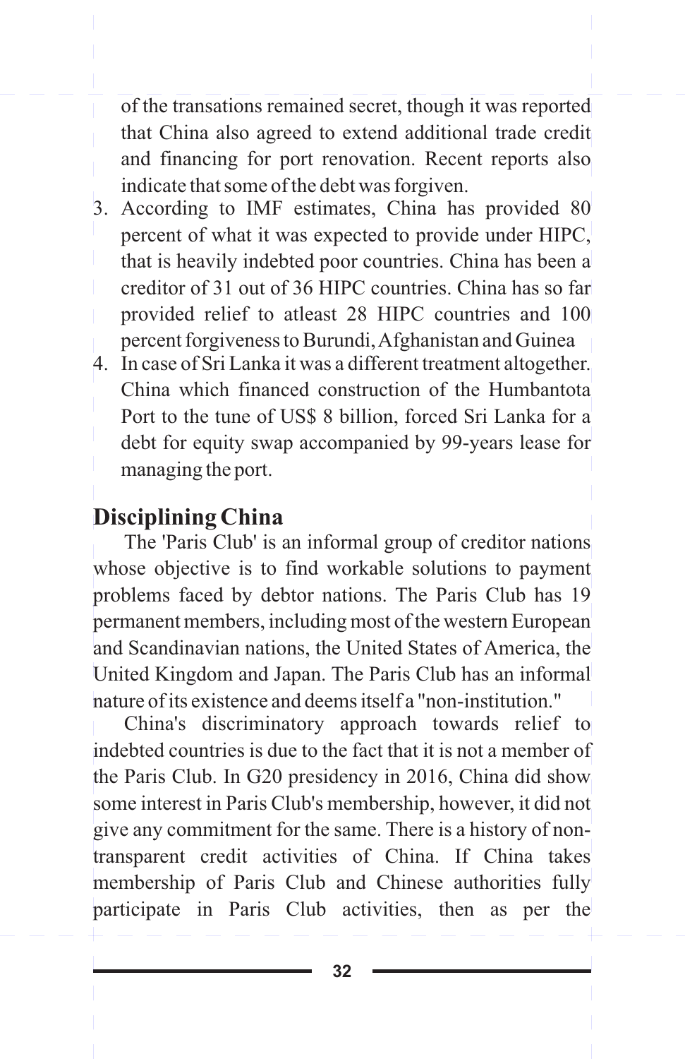of the transations remained secret, though it was reported that China also agreed to extend additional trade credit and financing for port renovation. Recent reports also indicate that some of the debt was forgiven.

3. According to IMF estimates, China has provided 80 percent of what it was expected to provide under HIPC, that is heavily indebted poor countries. China has been a creditor of 31 out of 36 HIPC countries. China has so far provided relief to atleast 28 HIPC countries and 100 percent forgiveness to Burundi, Afghanistan and Guinea
4. In case of Sri Lanka it was a different treatment altogether. China which financed construction of the Humbantota Port to the tune of US$ 8 billion, forced Sri Lanka for a debt for equity swap accompanied by 99-years lease for managing the port.

## Disciplining China

The 'Paris Club' is an informal group of creditor nations whose objective is to find workable solutions to payment problems faced by debtor nations. The Paris Club has 19 permanent members, including most of the western European and Scandinavian nations, the United States of America, the United Kingdom and Japan. The Paris Club has an informal nature of its existence and deems itself a "non-institution."

China's discriminatory approach towards relief to indebted countries is due to the fact that it is not a member of the Paris Club. In G20 presidency in 2016, China did show some interest in Paris Club's membership, however, it did not give any commitment for the same. There is a history of non-transparent credit activities of China. If China takes membership of Paris Club and Chinese authorities fully participate in Paris Club activities, then as per the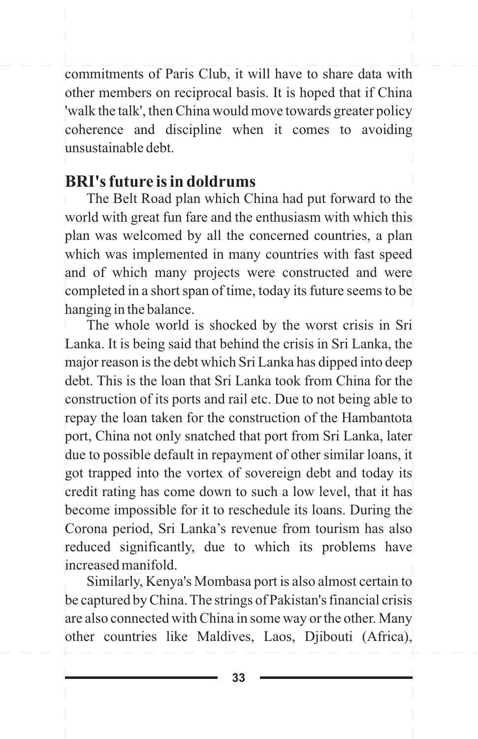commitments of Paris Club, it will have to share data with other members on reciprocal basis. It is hoped that if China 'walk the talk', then China would move towards greater policy coherence and discipline when it comes to avoiding unsustainable debt.

## BRI's future is in doldrums

The Belt Road plan which China had put forward to the world with great fun fare and the enthusiasm with which this plan was welcomed by all the concerned countries, a plan which was implemented in many countries with fast speed and of which many projects were constructed and were completed in a short span of time, today its future seems to be hanging in the balance.

The whole world is shocked by the worst crisis in Sri Lanka. It is being said that behind the crisis in Sri Lanka, the major reason is the debt which Sri Lanka has dipped into deep debt. This is the loan that Sri Lanka took from China for the construction of its ports and rail etc. Due to not being able to repay the loan taken for the construction of the Hambantota port, China not only snatched that port from Sri Lanka, later due to possible default in repayment of other similar loans, it got trapped into the vortex of sovereign debt and today its credit rating has come down to such a low level, that it has become impossible for it to reschedule its loans. During the Corona period, Sri Lanka's revenue from tourism has also reduced significantly, due to which its problems have increased manifold.

Similarly, Kenya's Mombasa port is also almost certain to be captured by China. The strings of Pakistan's financial crisis are also connected with China in some way or the other. Many other countries like Maldives, Laos, Djibouti (Africa),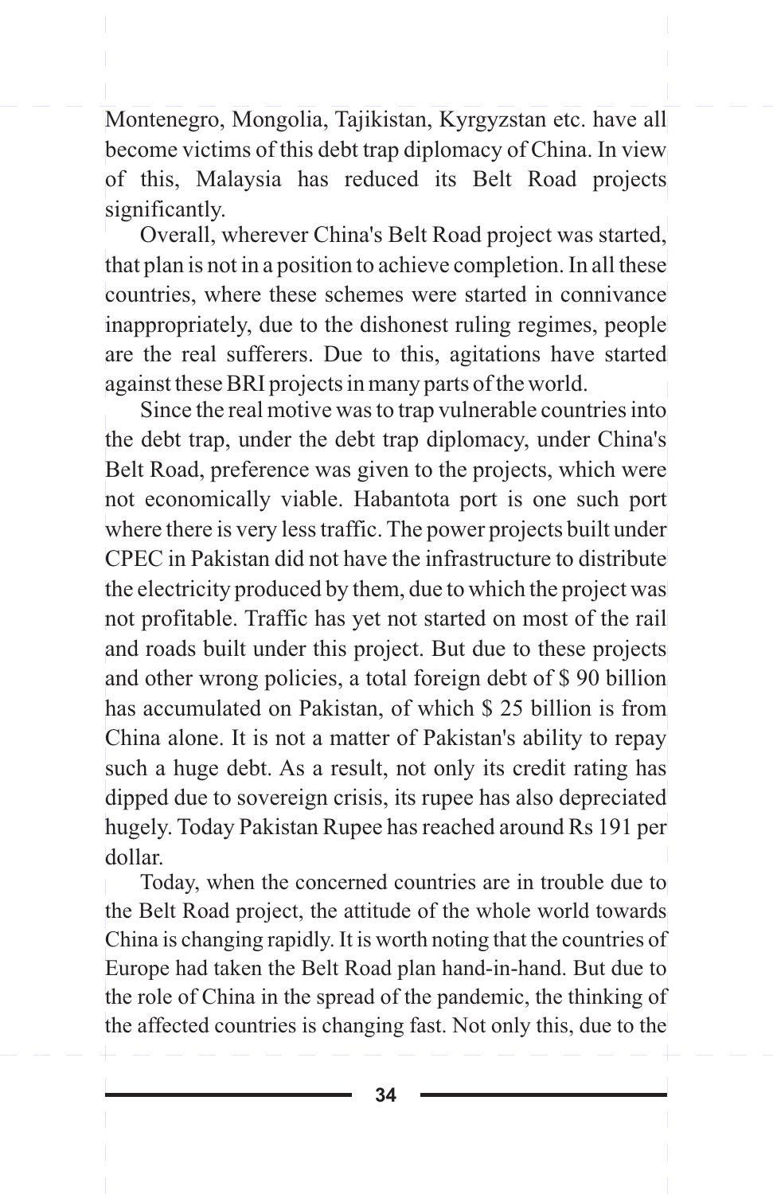Montenegro, Mongolia, Tajikistan, Kyrgyzstan etc. have all become victims of this debt trap diplomacy of China. In view of this, Malaysia has reduced its Belt Road projects significantly.

Overall, wherever China's Belt Road project was started, that plan is not in a position to achieve completion. In all these countries, where these schemes were started in connivance inappropriately, due to the dishonest ruling regimes, people are the real sufferers. Due to this, agitations have started against these BRI projects in many parts of the world.

Since the real motive was to trap vulnerable countries into the debt trap, under the debt trap diplomacy, under China's Belt Road, preference was given to the projects, which were not economically viable. Habantota port is one such port where there is very less traffic. The power projects built under CPEC in Pakistan did not have the infrastructure to distribute the electricity produced by them, due to which the project was not profitable. Traffic has yet not started on most of the rail and roads built under this project. But due to these projects and other wrong policies, a total foreign debt of $ 90 billion has accumulated on Pakistan, of which $ 25 billion is from China alone. It is not a matter of Pakistan's ability to repay such a huge debt. As a result, not only its credit rating has dipped due to sovereign crisis, its rupee has also depreciated hugely. Today Pakistan Rupee has reached around Rs 191 per dollar.

Today, when the concerned countries are in trouble due to the Belt Road project, the attitude of the whole world towards China is changing rapidly. It is worth noting that the countries of Europe had taken the Belt Road plan hand-in-hand. But due to the role of China in the spread of the pandemic, the thinking of the affected countries is changing fast. Not only this, due to the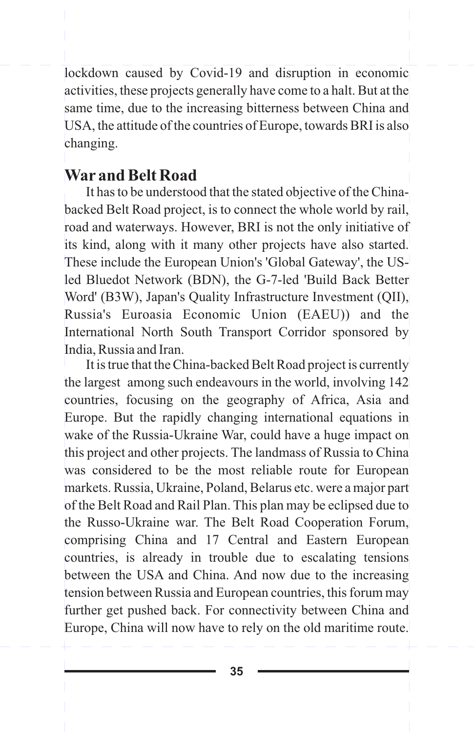lockdown caused by Covid-19 and disruption in economic activities, these projects generally have come to a halt. But at the same time, due to the increasing bitterness between China and USA, the attitude of the countries of Europe, towards BRI is also changing.

## War and Belt Road

It has to be understood that the stated objective of the China-backed Belt Road project, is to connect the whole world by rail, road and waterways. However, BRI is not the only initiative of its kind, along with it many other projects have also started. These include the European Union's 'Global Gateway', the US-led Bluedot Network (BDN), the G-7-led 'Build Back Better Word' (B3W), Japan's Quality Infrastructure Investment (QII), Russia's Euroasia Economic Union (EAEU)) and the International North South Transport Corridor sponsored by India, Russia and Iran.

It is true that the China-backed Belt Road project is currently the largest among such endeavours in the world, involving 142 countries, focusing on the geography of Africa, Asia and Europe. But the rapidly changing international equations in wake of the Russia-Ukraine War, could have a huge impact on this project and other projects. The landmass of Russia to China was considered to be the most reliable route for European markets. Russia, Ukraine, Poland, Belarus etc. were a major part of the Belt Road and Rail Plan. This plan may be eclipsed due to the Russo-Ukraine war. The Belt Road Cooperation Forum, comprising China and 17 Central and Eastern European countries, is already in trouble due to escalating tensions between the USA and China. And now due to the increasing tension between Russia and European countries, this forum may further get pushed back. For connectivity between China and Europe, China will now have to rely on the old maritime route.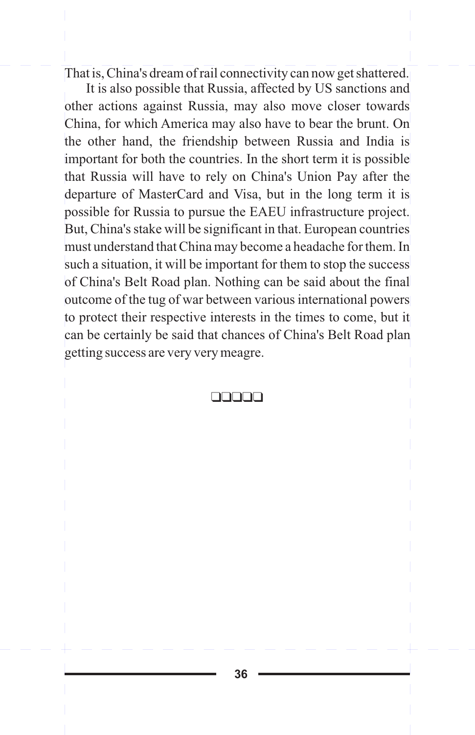That is, China's dream of rail connectivity can now get shattered.

It is also possible that Russia, affected by US sanctions and other actions against Russia, may also move closer towards China, for which America may also have to bear the brunt. On the other hand, the friendship between Russia and India is important for both the countries. In the short term it is possible that Russia will have to rely on China's Union Pay after the departure of MasterCard and Visa, but in the long term it is possible for Russia to pursue the EAEU infrastructure project. But, China's stake will be significant in that. European countries must understand that China may become a headache for them. In such a situation, it will be important for them to stop the success of China's Belt Road plan. Nothing can be said about the final outcome of the tug of war between various international powers to protect their respective interests in the times to come, but it can be certainly be said that chances of China's Belt Road plan getting success are very very meagre.

❑❑❑❑❑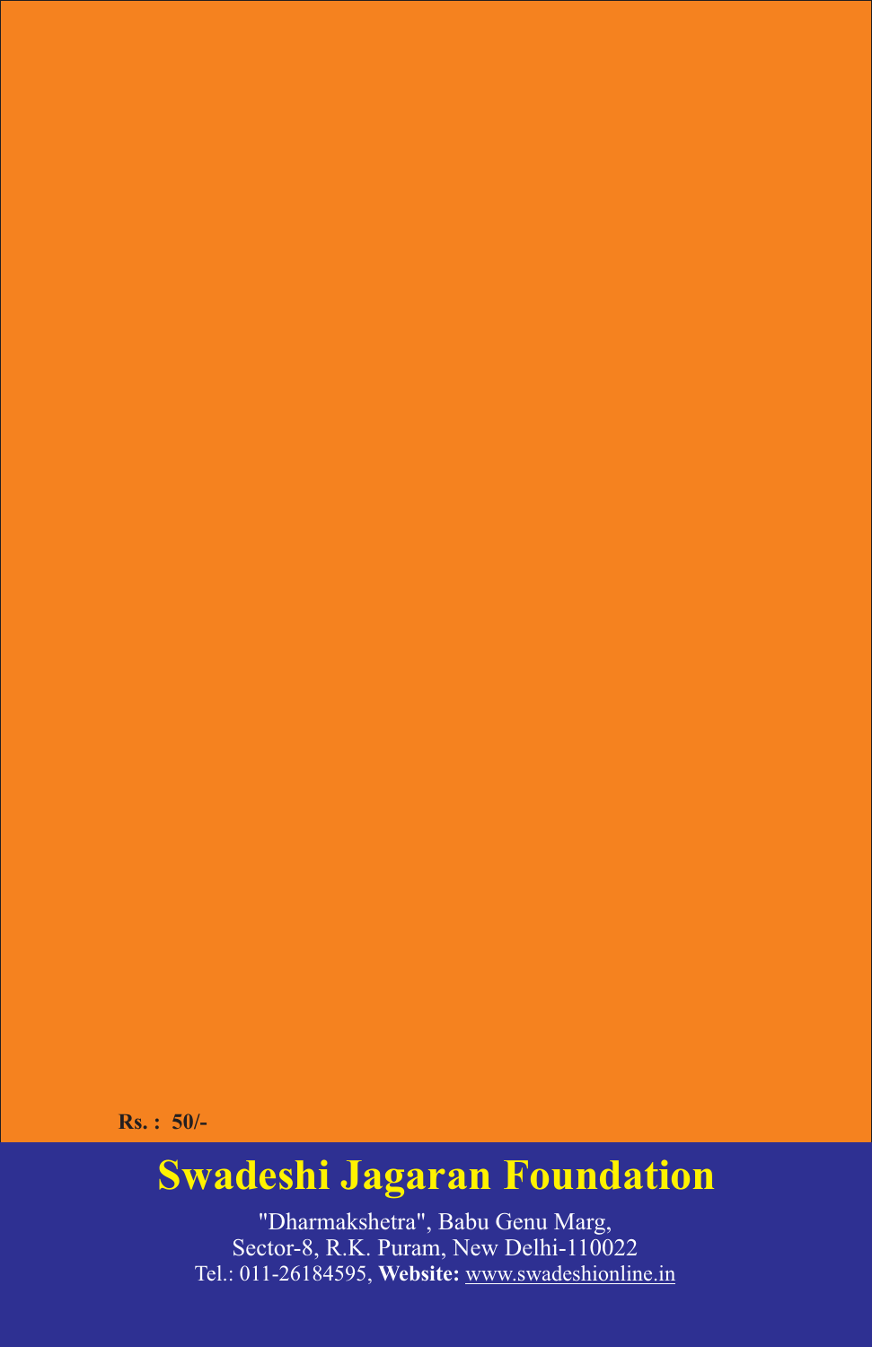**Rs. : 50/-**

# Swadeshi Jagaran Foundation

"Dharmakshetra", Babu Genu Marg,
Sector-8, R.K. Puram, New Delhi-110022
Tel.: 011-26184595, **Website:** www.swadeshionline.in